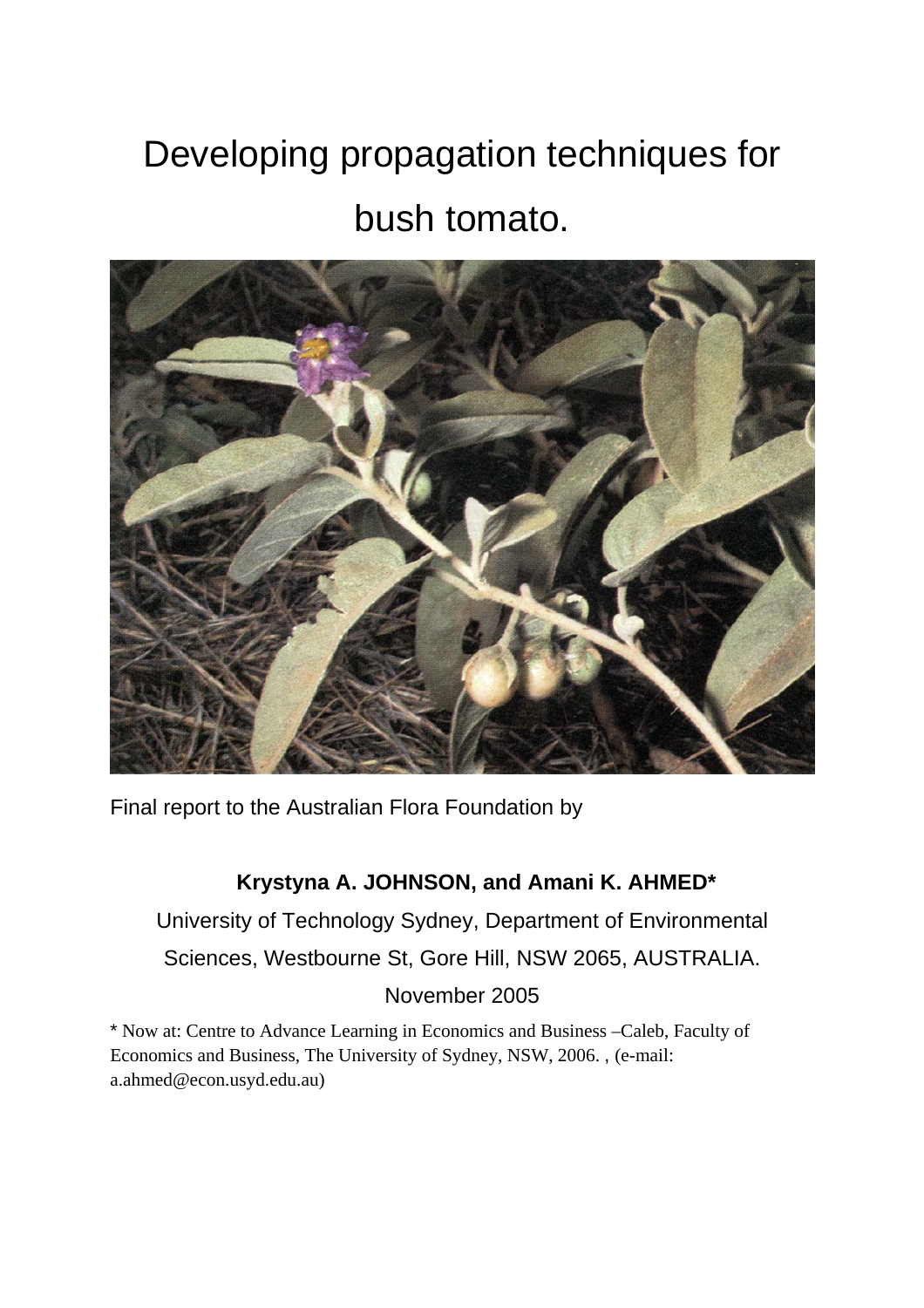# Developing propagation techniques for bush tomato.

Final report to the Australian Flora Foundation by

**Krystyna A. JOHNSON, and Amani K. AHMED***

University of Technology Sydney, Department of Environmental Sciences, Westbourne St, Gore Hill, NSW 2065, AUSTRALIA.

November 2005

* Now at: Centre to Advance Learning in Economics and Business –Caleb, Faculty of Economics and Business, The University of Sydney, NSW, 2006. , (e-mail: a.ahmed@econ.usyd.edu.au)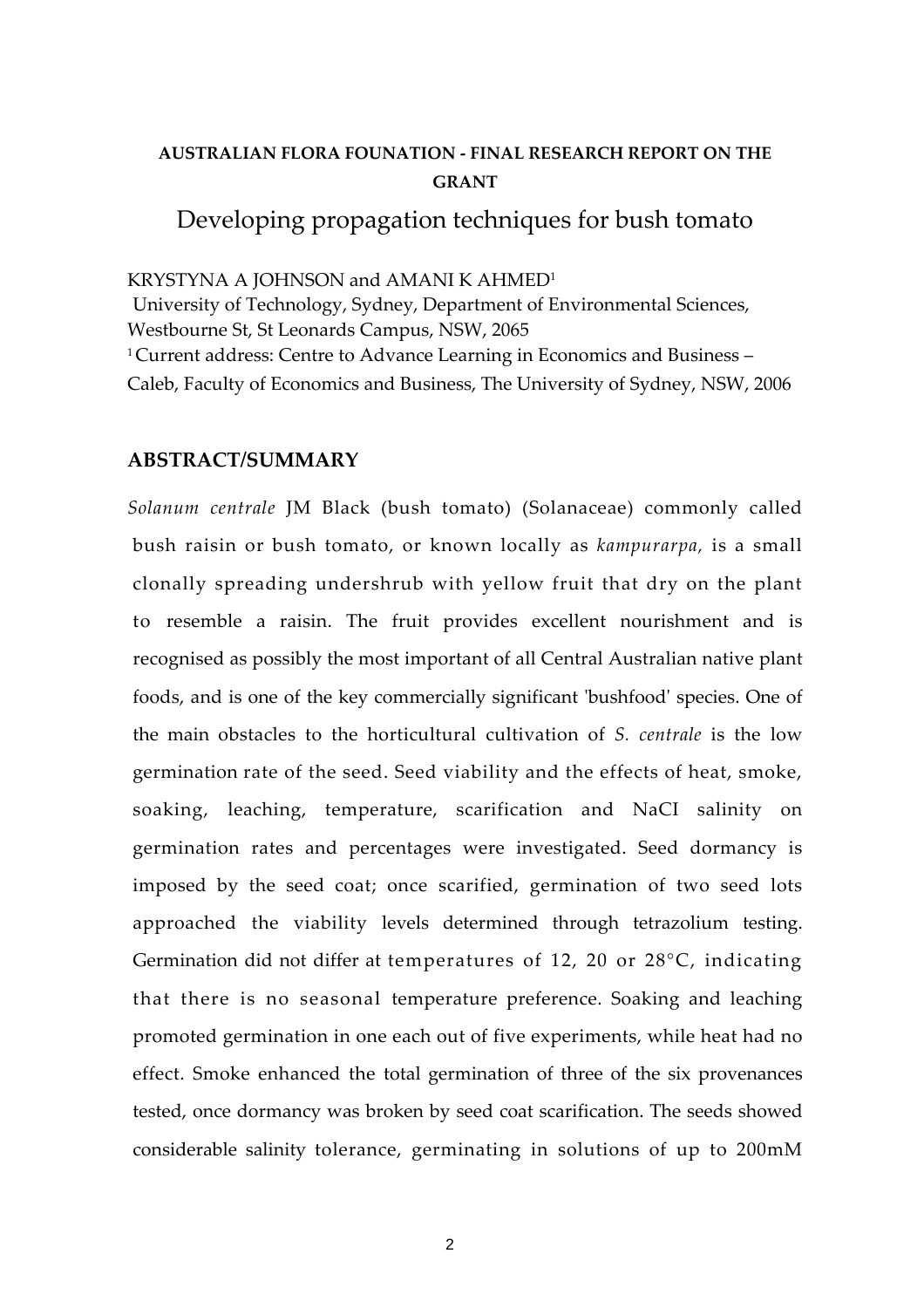**AUSTRALIAN FLORA FOUNATION - FINAL RESEARCH REPORT ON THE GRANT**

# Developing propagation techniques for bush tomato

KRYSTYNA A JOHNSON and AMANI K AHMED[1]

University of Technology, Sydney, Department of Environmental Sciences, Westbourne St, St Leonards Campus, NSW, 2065

[1] Current address: Centre to Advance Learning in Economics and Business – Caleb, Faculty of Economics and Business, The University of Sydney, NSW, 2006

## ABSTRACT/SUMMARY

*Solanum centrale* JM Black (bush tomato) (Solanaceae) commonly called bush raisin or bush tomato, or known locally as *kampurarpa,* is a small clonally spreading undershrub with yellow fruit that dry on the plant to resemble a raisin. The fruit provides excellent nourishment and is recognised as possibly the most important of all Central Australian native plant foods, and is one of the key commercially significant 'bushfood' species. One of the main obstacles to the horticultural cultivation of *S. centrale* is the low germination rate of the seed. Seed viability and the effects of heat, smoke, soaking, leaching, temperature, scarification and NaCI salinity on germination rates and percentages were investigated. Seed dormancy is imposed by the seed coat; once scarified, germination of two seed lots approached the viability levels determined through tetrazolium testing. Germination did not differ at temperatures of 12, 20 or 28°C, indicating that there is no seasonal temperature preference. Soaking and leaching promoted germination in one each out of five experiments, while heat had no effect. Smoke enhanced the total germination of three of the six provenances tested, once dormancy was broken by seed coat scarification. The seeds showed considerable salinity tolerance, germinating in solutions of up to 200mM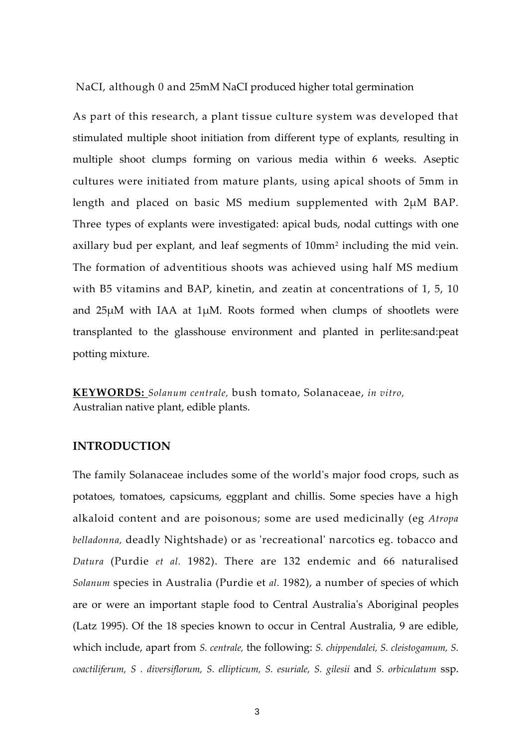NaCI, although 0 and 25mM NaCI produced higher total germination

As part of this research, a plant tissue culture system was developed that stimulated multiple shoot initiation from different type of explants, resulting in multiple shoot clumps forming on various media within 6 weeks. Aseptic cultures were initiated from mature plants, using apical shoots of 5mm in length and placed on basic MS medium supplemented with 2μM BAP. Three types of explants were investigated: apical buds, nodal cuttings with one axillary bud per explant, and leaf segments of $10mm^2$ including the mid vein. The formation of adventitious shoots was achieved using half MS medium with B5 vitamins and BAP, kinetin, and zeatin at concentrations of 1, 5, 10 and 25μM with IAA at 1μM. Roots formed when clumps of shootlets were transplanted to the glasshouse environment and planted in perlite:sand:peat potting mixture.

**KEYWORDS:** *Solanum centrale,* bush tomato, Solanaceae, *in vitro,* Australian native plant, edible plants.

## INTRODUCTION

The family Solanaceae includes some of the world's major food crops, such as potatoes, tomatoes, capsicums, eggplant and chillis. Some species have a high alkaloid content and are poisonous; some are used medicinally (eg *Atropa belladonna,* deadly Nightshade) or as 'recreational' narcotics eg. tobacco and *Datura* (Purdie *et al.* 1982). There are 132 endemic and 66 naturalised *Solanum* species in Australia (Purdie et *al.* 1982), a number of species of which are or were an important staple food to Central Australia's Aboriginal peoples (Latz 1995). Of the 18 species known to occur in Central Australia, 9 are edible, which include, apart from *S. centrale,* the following: *S. chippendalei, S. cleistogamum, S. coactiliferum, S . diversiflorum, S. ellipticum, S. esuriale, S. gilesii* and *S. orbiculatum* ssp.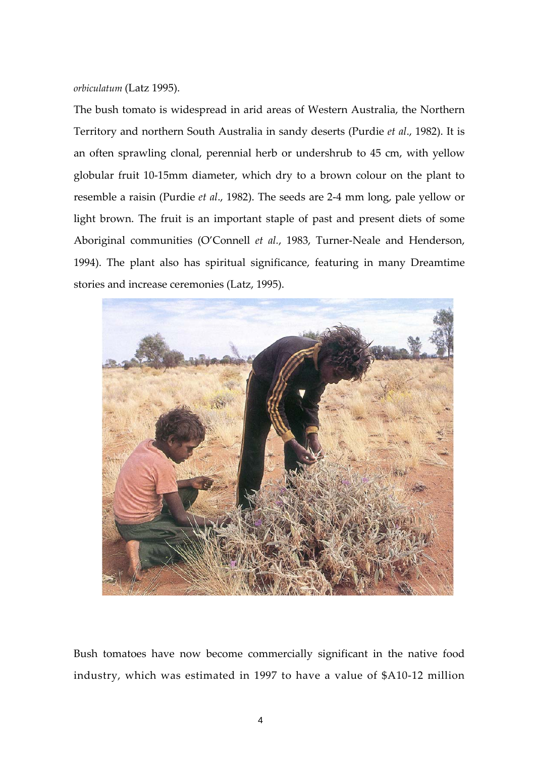*orbiculatum* (Latz 1995).

The bush tomato is widespread in arid areas of Western Australia, the Northern Territory and northern South Australia in sandy deserts (Purdie *et al*., 1982). It is an often sprawling clonal, perennial herb or undershrub to 45 cm, with yellow globular fruit 10-15mm diameter, which dry to a brown colour on the plant to resemble a raisin (Purdie *et al*., 1982). The seeds are 2-4 mm long, pale yellow or light brown. The fruit is an important staple of past and present diets of some Aboriginal communities (O'Connell *et al*., 1983, Turner-Neale and Henderson, 1994). The plant also has spiritual significance, featuring in many Dreamtime stories and increase ceremonies (Latz, 1995).

Bush tomatoes have now become commercially significant in the native food industry, which was estimated in 1997 to have a value of $A10-12 million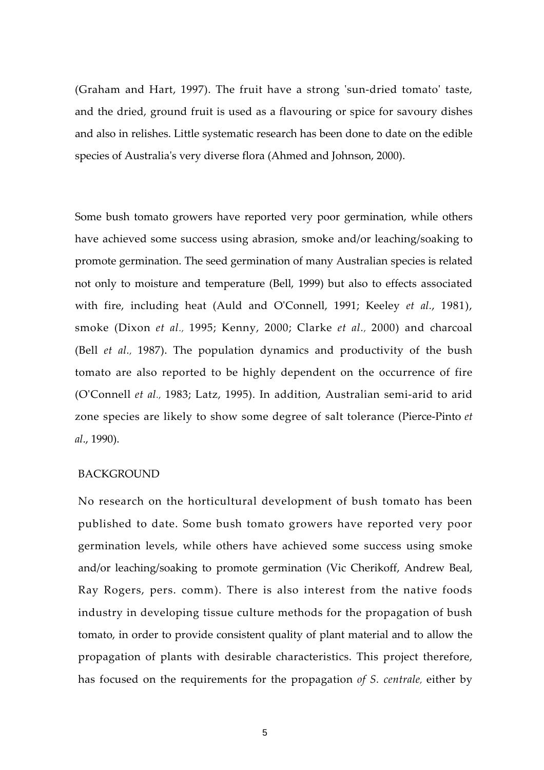(Graham and Hart, 1997). The fruit have a strong 'sun-dried tomato' taste, and the dried, ground fruit is used as a flavouring or spice for savoury dishes and also in relishes. Little systematic research has been done to date on the edible species of Australia's very diverse flora (Ahmed and Johnson, 2000).

Some bush tomato growers have reported very poor germination, while others have achieved some success using abrasion, smoke and/or leaching/soaking to promote germination. The seed germination of many Australian species is related not only to moisture and temperature (Bell, 1999) but also to effects associated with fire, including heat (Auld and O'Connell, 1991; Keeley *et al*., 1981), smoke (Dixon *et al.,* 1995; Kenny, 2000; Clarke *et al.,* 2000) and charcoal (Bell *et al.,* 1987). The population dynamics and productivity of the bush tomato are also reported to be highly dependent on the occurrence of fire (O'Connell *et al.,* 1983; Latz, 1995). In addition, Australian semi-arid to arid zone species are likely to show some degree of salt tolerance (Pierce-Pinto *et al*., 1990).

## BACKGROUND

No research on the horticultural development of bush tomato has been published to date. Some bush tomato growers have reported very poor germination levels, while others have achieved some success using smoke and/or leaching/soaking to promote germination (Vic Cherikoff, Andrew Beal, Ray Rogers, pers. comm). There is also interest from the native foods industry in developing tissue culture methods for the propagation of bush tomato, in order to provide consistent quality of plant material and to allow the propagation of plants with desirable characteristics. This project therefore, has focused on the requirements for the propagation *of S. centrale,* either by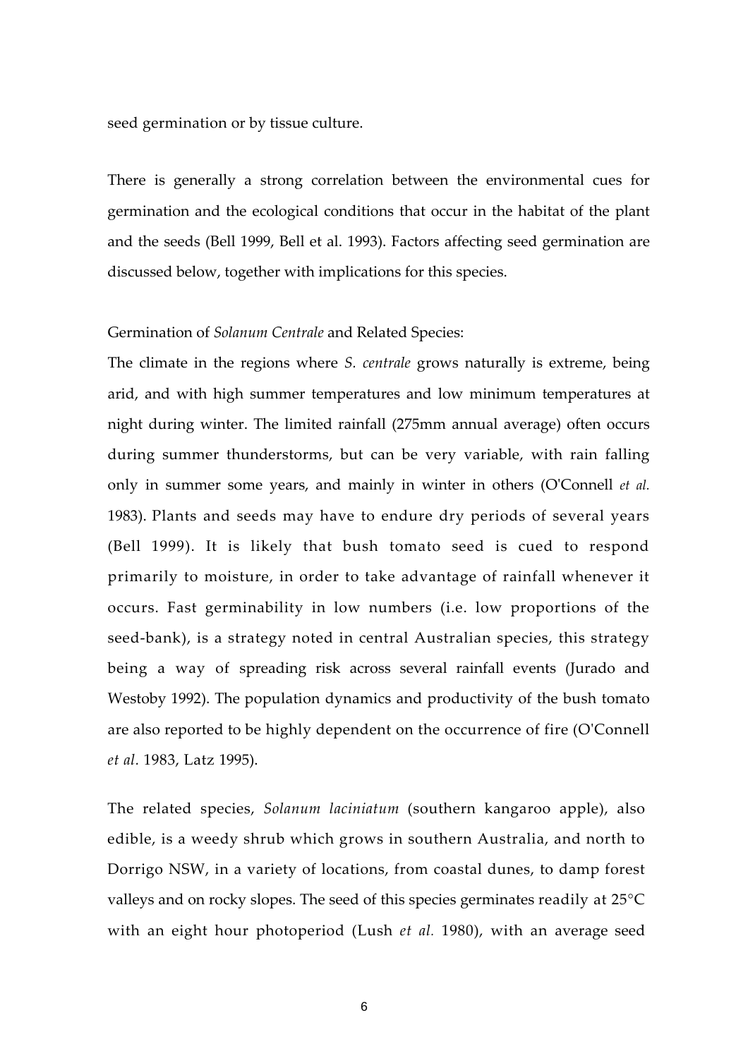seed germination or by tissue culture.

There is generally a strong correlation between the environmental cues for germination and the ecological conditions that occur in the habitat of the plant and the seeds (Bell 1999, Bell et al. 1993). Factors affecting seed germination are discussed below, together with implications for this species.

Germination of *Solanum Centrale* and Related Species:

The climate in the regions where *S. centrale* grows naturally is extreme, being arid, and with high summer temperatures and low minimum temperatures at night during winter. The limited rainfall (275mm annual average) often occurs during summer thunderstorms, but can be very variable, with rain falling only in summer some years, and mainly in winter in others (O'Connell *et al.* 1983). Plants and seeds may have to endure dry periods of several years (Bell 1999). It is likely that bush tomato seed is cued to respond primarily to moisture, in order to take advantage of rainfall whenever it occurs. Fast germinability in low numbers (i.e. low proportions of the seed-bank), is a strategy noted in central Australian species, this strategy being a way of spreading risk across several rainfall events (Jurado and Westoby 1992). The population dynamics and productivity of the bush tomato are also reported to be highly dependent on the occurrence of fire (O'Connell *et al.* 1983, Latz 1995).

The related species, *Solanum laciniatum* (southern kangaroo apple), also edible, is a weedy shrub which grows in southern Australia, and north to Dorrigo NSW, in a variety of locations, from coastal dunes, to damp forest valleys and on rocky slopes. The seed of this species germinates readily at 25°C with an eight hour photoperiod (Lush *et al.* 1980), with an average seed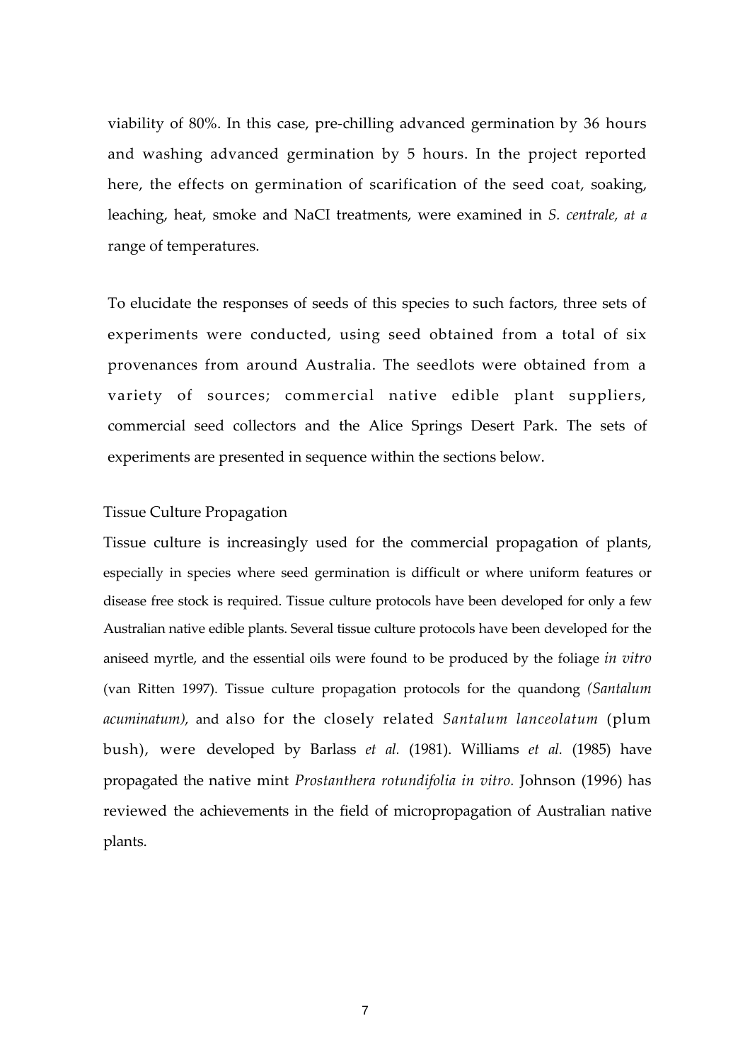viability of 80%. In this case, pre-chilling advanced germination by 36 hours and washing advanced germination by 5 hours. In the project reported here, the effects on germination of scarification of the seed coat, soaking, leaching, heat, smoke and NaCI treatments, were examined in *S. centrale, at a* range of temperatures.

To elucidate the responses of seeds of this species to such factors, three sets of experiments were conducted, using seed obtained from a total of six provenances from around Australia. The seedlots were obtained from a variety of sources; commercial native edible plant suppliers, commercial seed collectors and the Alice Springs Desert Park. The sets of experiments are presented in sequence within the sections below.

## Tissue Culture Propagation

Tissue culture is increasingly used for the commercial propagation of plants, especially in species where seed germination is difficult or where uniform features or disease free stock is required. Tissue culture protocols have been developed for only a few Australian native edible plants. Several tissue culture protocols have been developed for the aniseed myrtle, and the essential oils were found to be produced by the foliage *in vitro* (van Ritten 1997). Tissue culture propagation protocols for the quandong *(Santalum acuminatum),* and also for the closely related *Santalum lanceolatum* (plum bush), were developed by Barlass *et al.* (1981). Williams *et al.* (1985) have propagated the native mint *Prostanthera rotundifolia in vitro.* Johnson (1996) has reviewed the achievements in the field of micropropagation of Australian native plants.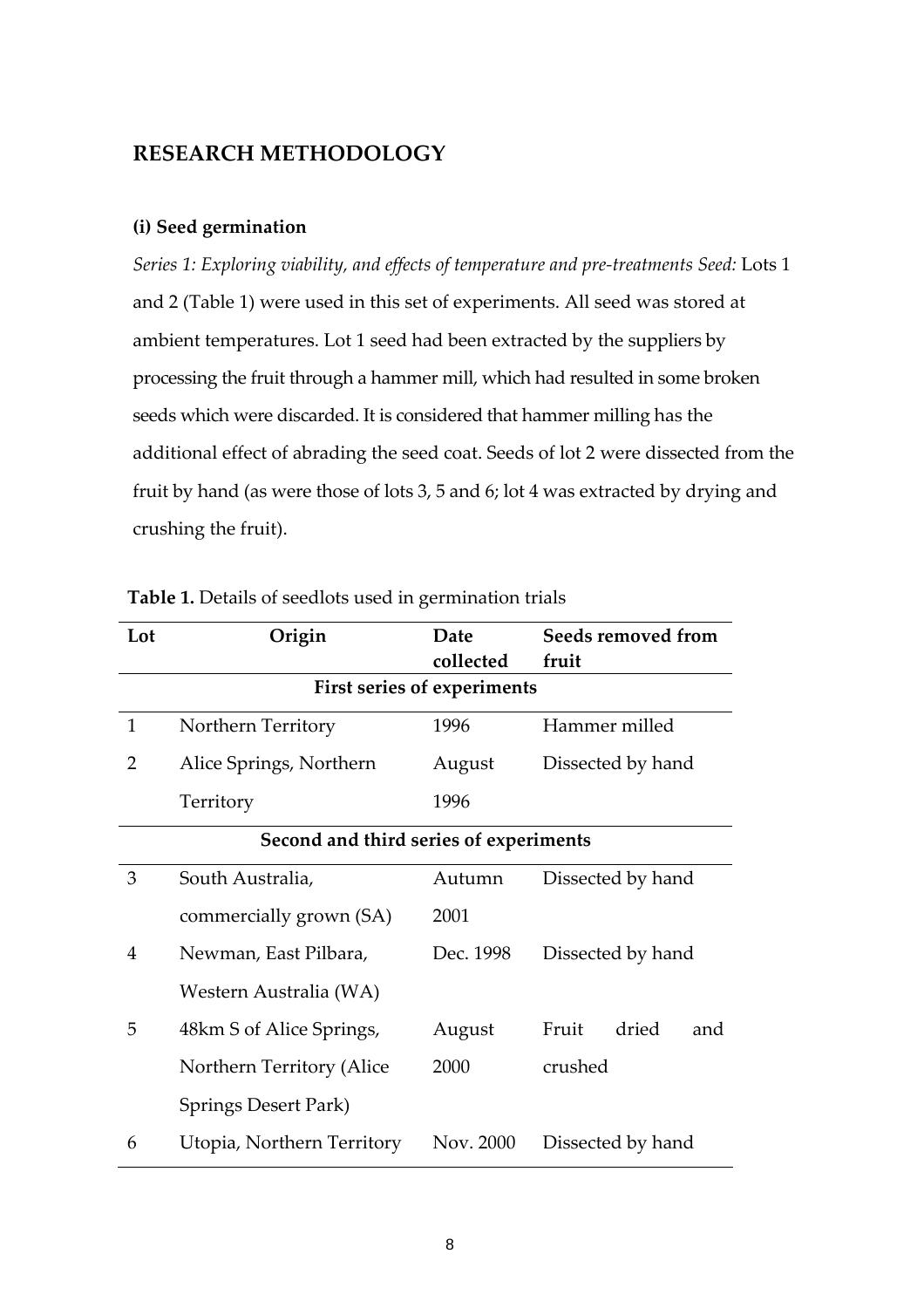## RESEARCH METHODOLOGY

### (i) Seed germination

*Series 1: Exploring viability, and effects of temperature and pre-treatments Seed:* Lots 1 and 2 (Table 1) were used in this set of experiments. All seed was stored at ambient temperatures. Lot 1 seed had been extracted by the suppliers by processing the fruit through a hammer mill, which had resulted in some broken seeds which were discarded. It is considered that hammer milling has the additional effect of abrading the seed coat. Seeds of lot 2 were dissected from the fruit by hand (as were those of lots 3, 5 and 6; lot 4 was extracted by drying and crushing the fruit).

**Table 1.** Details of seedlots used in germination trials

| Lot | Origin | Date collected | Seeds removed from fruit |
|---|---|---|---|
| **First series of experiments** | | | |
| 1 | Northern Territory | 1996 | Hammer milled |
| 2 | Alice Springs, Northern Territory | August 1996 | Dissected by hand |
| **Second and third series of experiments** | | | |
| 3 | South Australia, commercially grown (SA) | Autumn 2001 | Dissected by hand |
| 4 | Newman, East Pilbara, Western Australia (WA) | Dec. 1998 | Dissected by hand |
| 5 | 48km S of Alice Springs, Northern Territory (Alice Springs Desert Park) | August 2000 | Fruit dried and crushed |
| 6 | Utopia, Northern Territory | Nov. 2000 | Dissected by hand |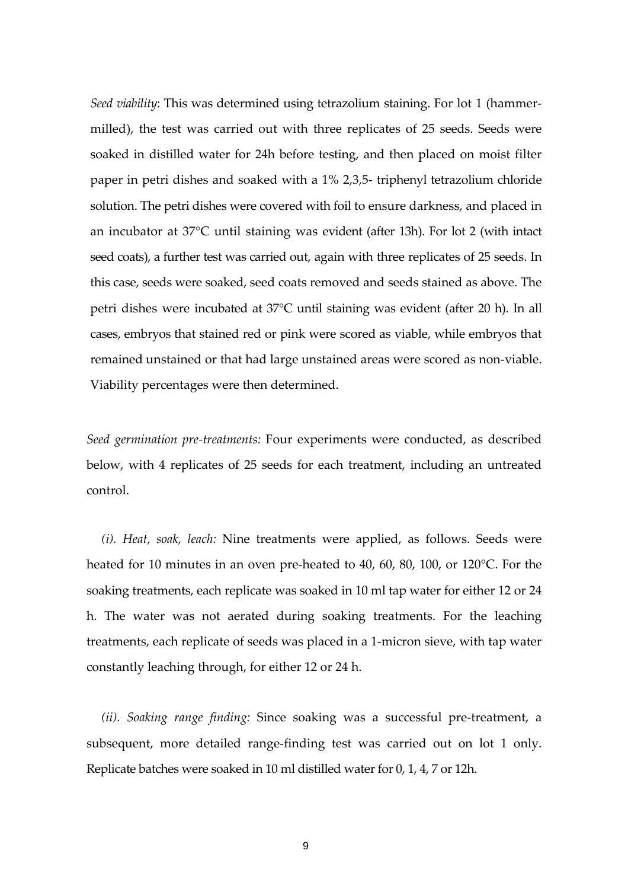*Seed viability*: This was determined using tetrazolium staining. For lot 1 (hammer-milled), the test was carried out with three replicates of 25 seeds. Seeds were soaked in distilled water for 24h before testing, and then placed on moist filter paper in petri dishes and soaked with a 1% 2,3,5- triphenyl tetrazolium chloride solution. The petri dishes were covered with foil to ensure darkness, and placed in an incubator at 37°C until staining was evident (after 13h). For lot 2 (with intact seed coats), a further test was carried out, again with three replicates of 25 seeds. In this case, seeds were soaked, seed coats removed and seeds stained as above. The petri dishes were incubated at 37°C until staining was evident (after 20 h). In all cases, embryos that stained red or pink were scored as viable, while embryos that remained unstained or that had large unstained areas were scored as non-viable. Viability percentages were then determined.

*Seed germination pre-treatments:* Four experiments were conducted, as described below, with 4 replicates of 25 seeds for each treatment, including an untreated control.

*(i). Heat, soak, leach:* Nine treatments were applied, as follows. Seeds were heated for 10 minutes in an oven pre-heated to 40, 60, 80, 100, or 120°C. For the soaking treatments, each replicate was soaked in 10 ml tap water for either 12 or 24 h. The water was not aerated during soaking treatments. For the leaching treatments, each replicate of seeds was placed in a 1-micron sieve, with tap water constantly leaching through, for either 12 or 24 h.

*(ii). Soaking range finding:* Since soaking was a successful pre-treatment, a subsequent, more detailed range-finding test was carried out on lot 1 only. Replicate batches were soaked in 10 ml distilled water for 0, 1, 4, 7 or 12h.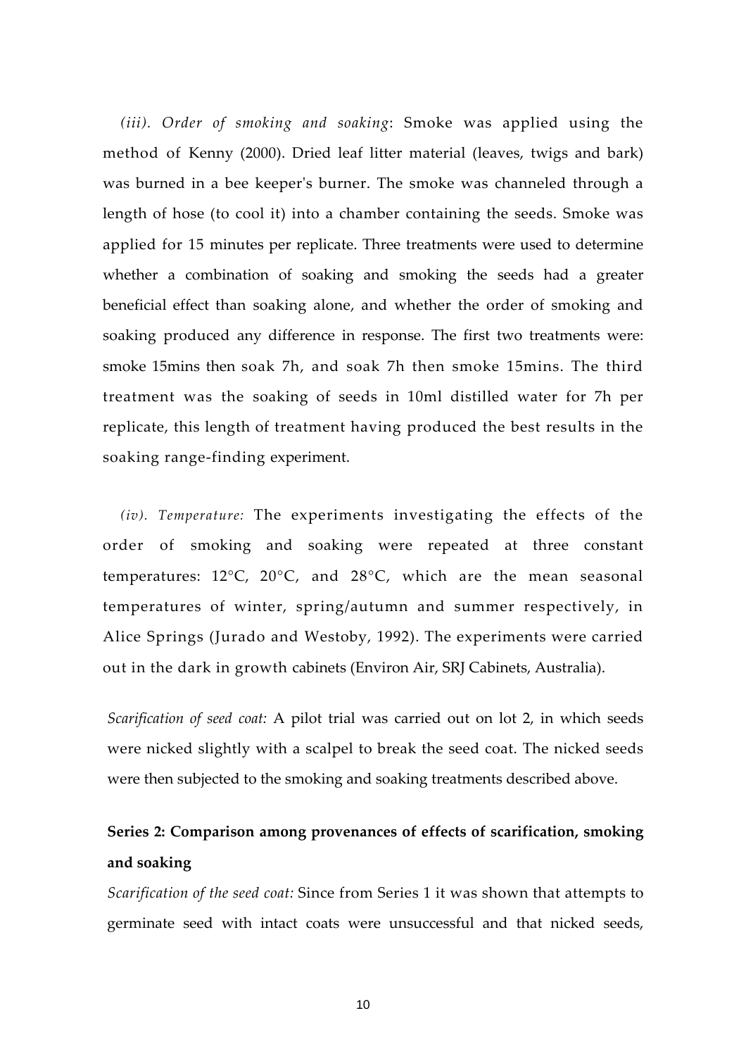*(iii). Order of smoking and soaking*: Smoke was applied using the method of Kenny (2000). Dried leaf litter material (leaves, twigs and bark) was burned in a bee keeper's burner. The smoke was channeled through a length of hose (to cool it) into a chamber containing the seeds. Smoke was applied for 15 minutes per replicate. Three treatments were used to determine whether a combination of soaking and smoking the seeds had a greater beneficial effect than soaking alone, and whether the order of smoking and soaking produced any difference in response. The first two treatments were: smoke 15mins then soak 7h, and soak 7h then smoke 15mins. The third treatment was the soaking of seeds in 10ml distilled water for 7h per replicate, this length of treatment having produced the best results in the soaking range-finding experiment.

*(iv). Temperature:* The experiments investigating the effects of the order of smoking and soaking were repeated at three constant temperatures: 12°C, 20°C, and 28°C, which are the mean seasonal temperatures of winter, spring/autumn and summer respectively, in Alice Springs (Jurado and Westoby, 1992). The experiments were carried out in the dark in growth cabinets (Environ Air, SRJ Cabinets, Australia).

*Scarification of seed coat:* A pilot trial was carried out on lot 2, in which seeds were nicked slightly with a scalpel to break the seed coat. The nicked seeds were then subjected to the smoking and soaking treatments described above.

**Series 2: Comparison among provenances of effects of scarification, smoking and soaking**

*Scarification of the seed coat:* Since from Series 1 it was shown that attempts to germinate seed with intact coats were unsuccessful and that nicked seeds,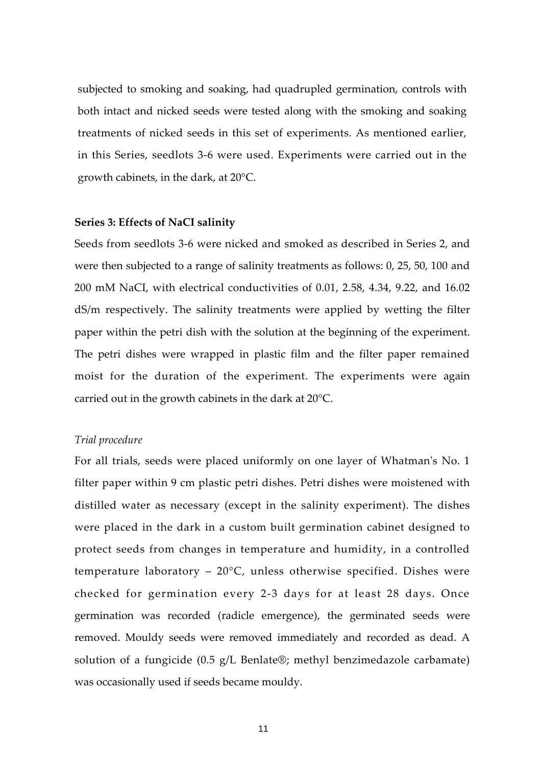subjected to smoking and soaking, had quadrupled germination, controls with both intact and nicked seeds were tested along with the smoking and soaking treatments of nicked seeds in this set of experiments. As mentioned earlier, in this Series, seedlots 3-6 were used. Experiments were carried out in the growth cabinets, in the dark, at 20°C.

**Series 3: Effects of NaCI salinity**

Seeds from seedlots 3-6 were nicked and smoked as described in Series 2, and were then subjected to a range of salinity treatments as follows: 0, 25, 50, 100 and 200 mM NaCI, with electrical conductivities of 0.01, 2.58, 4.34, 9.22, and 16.02 dS/m respectively. The salinity treatments were applied by wetting the filter paper within the petri dish with the solution at the beginning of the experiment. The petri dishes were wrapped in plastic film and the filter paper remained moist for the duration of the experiment. The experiments were again carried out in the growth cabinets in the dark at 20°C.

*Trial procedure*

For all trials, seeds were placed uniformly on one layer of Whatman's No. 1 filter paper within 9 cm plastic petri dishes. Petri dishes were moistened with distilled water as necessary (except in the salinity experiment). The dishes were placed in the dark in a custom built germination cabinet designed to protect seeds from changes in temperature and humidity, in a controlled temperature laboratory – 20°C, unless otherwise specified. Dishes were checked for germination every 2-3 days for at least 28 days. Once germination was recorded (radicle emergence), the germinated seeds were removed. Mouldy seeds were removed immediately and recorded as dead. A solution of a fungicide (0.5 g/L Benlate®; methyl benzimedazole carbamate) was occasionally used if seeds became mouldy.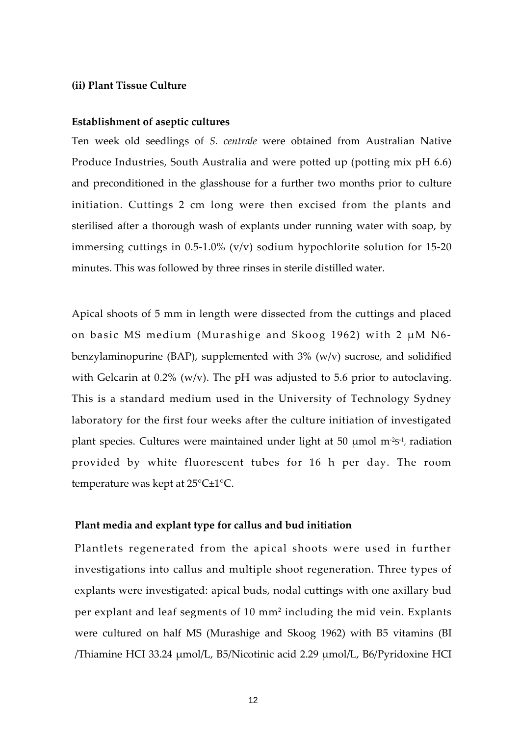### (ii) Plant Tissue Culture

#### Establishment of aseptic cultures

Ten week old seedlings of *S. centrale* were obtained from Australian Native Produce Industries, South Australia and were potted up (potting mix pH 6.6) and preconditioned in the glasshouse for a further two months prior to culture initiation. Cuttings 2 cm long were then excised from the plants and sterilised after a thorough wash of explants under running water with soap, by immersing cuttings in 0.5-1.0% (v/v) sodium hypochlorite solution for 15-20 minutes. This was followed by three rinses in sterile distilled water.

Apical shoots of 5 mm in length were dissected from the cuttings and placed on basic MS medium (Murashige and Skoog 1962) with 2 μM N6-benzylaminopurine (BAP), supplemented with 3% (w/v) sucrose, and solidified with Gelcarin at 0.2% (w/v). The pH was adjusted to 5.6 prior to autoclaving. This is a standard medium used in the University of Technology Sydney laboratory for the first four weeks after the culture initiation of investigated plant species. Cultures were maintained under light at 50 μmol $m^{-2}s^{-1}$, radiation provided by white fluorescent tubes for 16 h per day. The room temperature was kept at 25°C±1°C.

#### Plant media and explant type for callus and bud initiation

Plantlets regenerated from the apical shoots were used in further investigations into callus and multiple shoot regeneration. Three types of explants were investigated: apical buds, nodal cuttings with one axillary bud per explant and leaf segments of 10 $mm^2$ including the mid vein. Explants were cultured on half MS (Murashige and Skoog 1962) with B5 vitamins (BI /Thiamine HCI 33.24 μmol/L, B5/Nicotinic acid 2.29 μmol/L, B6/Pyridoxine HCI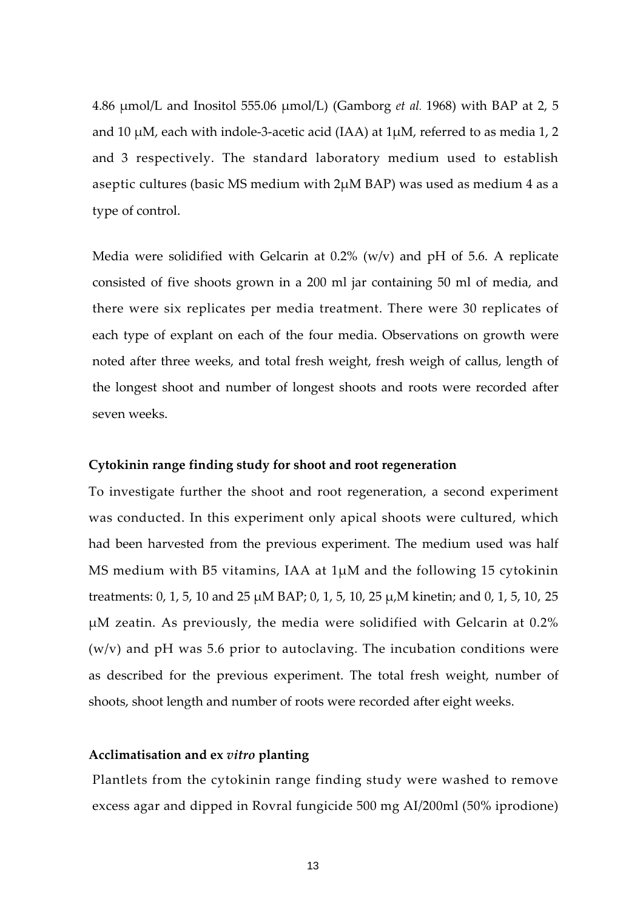4.86 μmol/L and Inositol 555.06 μmol/L) (Gamborg *et al.* 1968) with BAP at 2, 5 and 10 μM, each with indole-3-acetic acid (IAA) at 1μM, referred to as media 1, 2 and 3 respectively. The standard laboratory medium used to establish aseptic cultures (basic MS medium with 2μM BAP) was used as medium 4 as a type of control.

Media were solidified with Gelcarin at 0.2% (w/v) and pH of 5.6. A replicate consisted of five shoots grown in a 200 ml jar containing 50 ml of media, and there were six replicates per media treatment. There were 30 replicates of each type of explant on each of the four media. Observations on growth were noted after three weeks, and total fresh weight, fresh weigh of callus, length of the longest shoot and number of longest shoots and roots were recorded after seven weeks.

**Cytokinin range finding study for shoot and root regeneration**

To investigate further the shoot and root regeneration, a second experiment was conducted. In this experiment only apical shoots were cultured, which had been harvested from the previous experiment. The medium used was half MS medium with B5 vitamins, IAA at 1μM and the following 15 cytokinin treatments: 0, 1, 5, 10 and 25 μM BAP; 0, 1, 5, 10, 25 μ,M kinetin; and 0, 1, 5, 10, 25 μM zeatin. As previously, the media were solidified with Gelcarin at 0.2% (w/v) and pH was 5.6 prior to autoclaving. The incubation conditions were as described for the previous experiment. The total fresh weight, number of shoots, shoot length and number of roots were recorded after eight weeks.

**Acclimatisation and ex *vitro* planting**

Plantlets from the cytokinin range finding study were washed to remove excess agar and dipped in Rovral fungicide 500 mg AI/200ml (50% iprodione)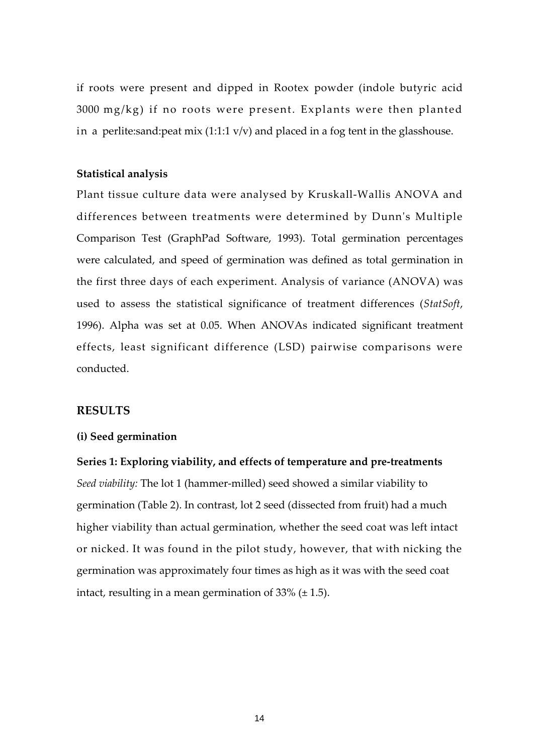if roots were present and dipped in Rootex powder (indole butyric acid 3000 mg/kg) if no roots were present. Explants were then planted in a perlite:sand:peat mix (1:1:1 v/v) and placed in a fog tent in the glasshouse.

**Statistical analysis**

Plant tissue culture data were analysed by Kruskall-Wallis ANOVA and differences between treatments were determined by Dunn's Multiple Comparison Test (GraphPad Software, 1993). Total germination percentages were calculated, and speed of germination was defined as total germination in the first three days of each experiment. Analysis of variance (ANOVA) was used to assess the statistical significance of treatment differences (*StatSoft*, 1996). Alpha was set at 0.05. When ANOVAs indicated significant treatment effects, least significant difference (LSD) pairwise comparisons were conducted.

## RESULTS

### (i) Seed germination

**Series 1: Exploring viability, and effects of temperature and pre-treatments**

*Seed viability:* The lot 1 (hammer-milled) seed showed a similar viability to germination (Table 2). In contrast, lot 2 seed (dissected from fruit) had a much higher viability than actual germination, whether the seed coat was left intact or nicked. It was found in the pilot study, however, that with nicking the germination was approximately four times as high as it was with the seed coat intact, resulting in a mean germination of 33% (± 1.5).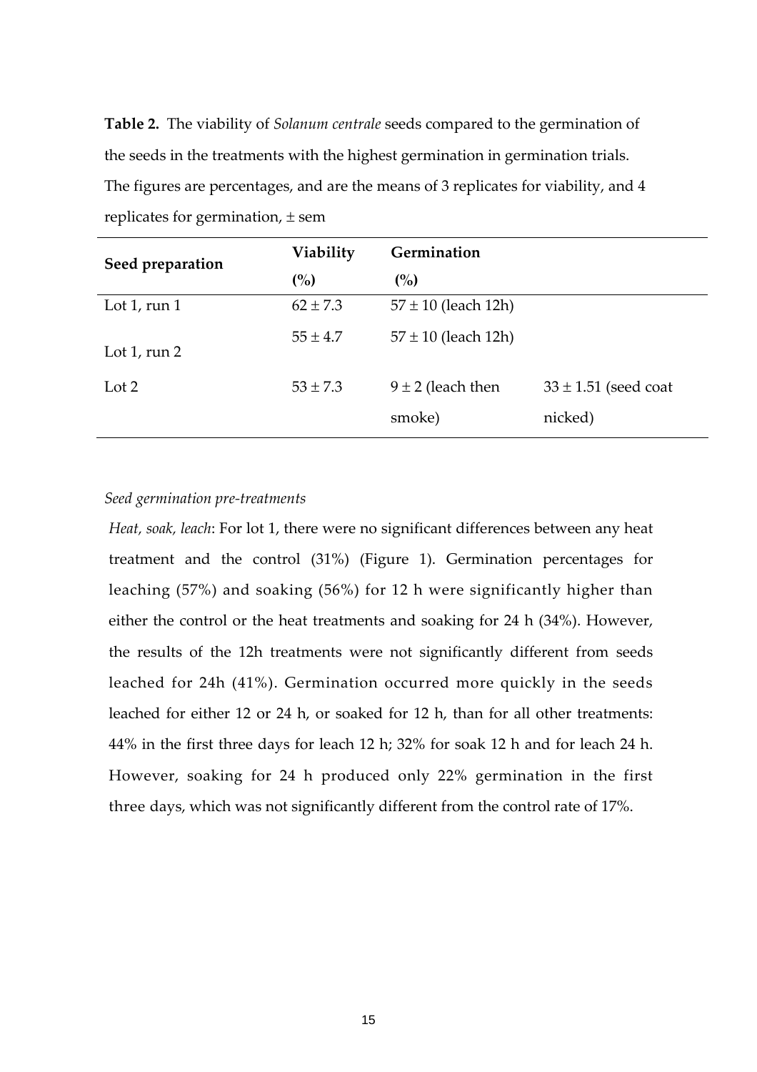**Table 2.** The viability of *Solanum centrale* seeds compared to the germination of the seeds in the treatments with the highest germination in germination trials. The figures are percentages, and are the means of 3 replicates for viability, and 4 replicates for germination, ± sem

| Seed preparation | Viability (%) | Germination (%) | |
|---|---|---|---|
| Lot 1, run 1 | 62 ± 7.3 | 57 ± 10 (leach 12h) | |
| Lot 1, run 2 | 55 ± 4.7 | 57 ± 10 (leach 12h) | |
| Lot 2 | 53 ± 7.3 | 9 ± 2 (leach then smoke) | 33 ± 1.51 (seed coat nicked) |

*Seed germination pre-treatments*

*Heat, soak, leach*: For lot 1, there were no significant differences between any heat treatment and the control (31%) (Figure 1). Germination percentages for leaching (57%) and soaking (56%) for 12 h were significantly higher than either the control or the heat treatments and soaking for 24 h (34%). However, the results of the 12h treatments were not significantly different from seeds leached for 24h (41%). Germination occurred more quickly in the seeds leached for either 12 or 24 h, or soaked for 12 h, than for all other treatments: 44% in the first three days for leach 12 h; 32% for soak 12 h and for leach 24 h. However, soaking for 24 h produced only 22% germination in the first three days, which was not significantly different from the control rate of 17%.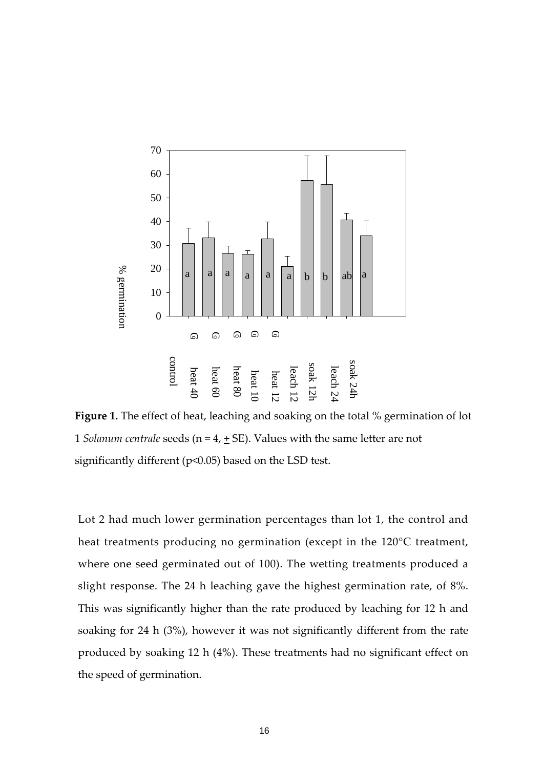**Figure 1.** The effect of heat, leaching and soaking on the total % germination of lot 1 *Solanum centrale* seeds (n = 4, $\pm$ SE). Values with the same letter are not significantly different ($p<0.05$) based on the LSD test.

Lot 2 had much lower germination percentages than lot 1, the control and heat treatments producing no germination (except in the 120°C treatment, where one seed germinated out of 100). The wetting treatments produced a slight response. The 24 h leaching gave the highest germination rate, of 8%. This was significantly higher than the rate produced by leaching for 12 h and soaking for 24 h (3%), however it was not significantly different from the rate produced by soaking 12 h (4%). These treatments had no significant effect on the speed of germination.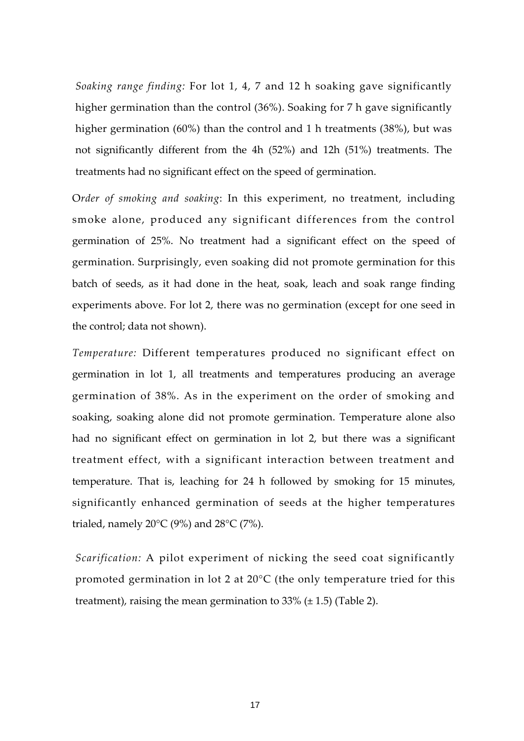*Soaking range finding:* For lot 1, 4, 7 and 12 h soaking gave significantly higher germination than the control (36%). Soaking for 7 h gave significantly higher germination (60%) than the control and 1 h treatments (38%), but was not significantly different from the 4h (52%) and 12h (51%) treatments. The treatments had no significant effect on the speed of germination.

O*rder of smoking and soaking*: In this experiment, no treatment, including smoke alone, produced any significant differences from the control germination of 25%. No treatment had a significant effect on the speed of germination. Surprisingly, even soaking did not promote germination for this batch of seeds, as it had done in the heat, soak, leach and soak range finding experiments above. For lot 2, there was no germination (except for one seed in the control; data not shown).

*Temperature:* Different temperatures produced no significant effect on germination in lot 1, all treatments and temperatures producing an average germination of 38%. As in the experiment on the order of smoking and soaking, soaking alone did not promote germination. Temperature alone also had no significant effect on germination in lot 2, but there was a significant treatment effect, with a significant interaction between treatment and temperature. That is, leaching for 24 h followed by smoking for 15 minutes, significantly enhanced germination of seeds at the higher temperatures trialed, namely 20°C (9%) and 28°C (7%).

*Scarification:* A pilot experiment of nicking the seed coat significantly promoted germination in lot 2 at 20°C (the only temperature tried for this treatment), raising the mean germination to 33% (± 1.5) (Table 2).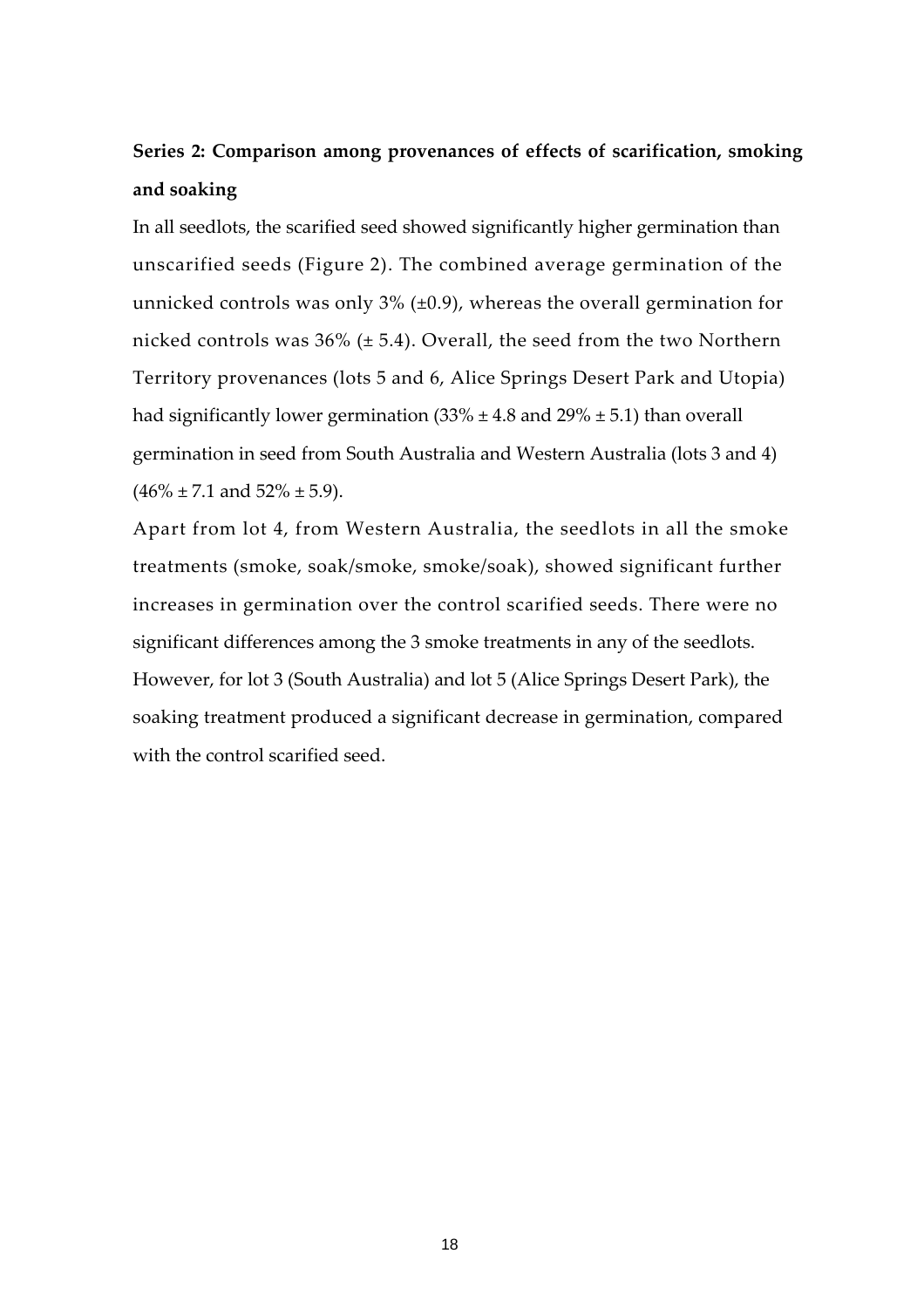**Series 2: Comparison among provenances of effects of scarification, smoking and soaking**

In all seedlots, the scarified seed showed significantly higher germination than unscarified seeds (Figure 2). The combined average germination of the unnicked controls was only 3% (±0.9), whereas the overall germination for nicked controls was 36% (± 5.4). Overall, the seed from the two Northern Territory provenances (lots 5 and 6, Alice Springs Desert Park and Utopia) had significantly lower germination (33% ± 4.8 and 29% ± 5.1) than overall germination in seed from South Australia and Western Australia (lots 3 and 4) (46% ± 7.1 and 52% ± 5.9).

Apart from lot 4, from Western Australia, the seedlots in all the smoke treatments (smoke, soak/smoke, smoke/soak), showed significant further increases in germination over the control scarified seeds. There were no significant differences among the 3 smoke treatments in any of the seedlots. However, for lot 3 (South Australia) and lot 5 (Alice Springs Desert Park), the soaking treatment produced a significant decrease in germination, compared with the control scarified seed.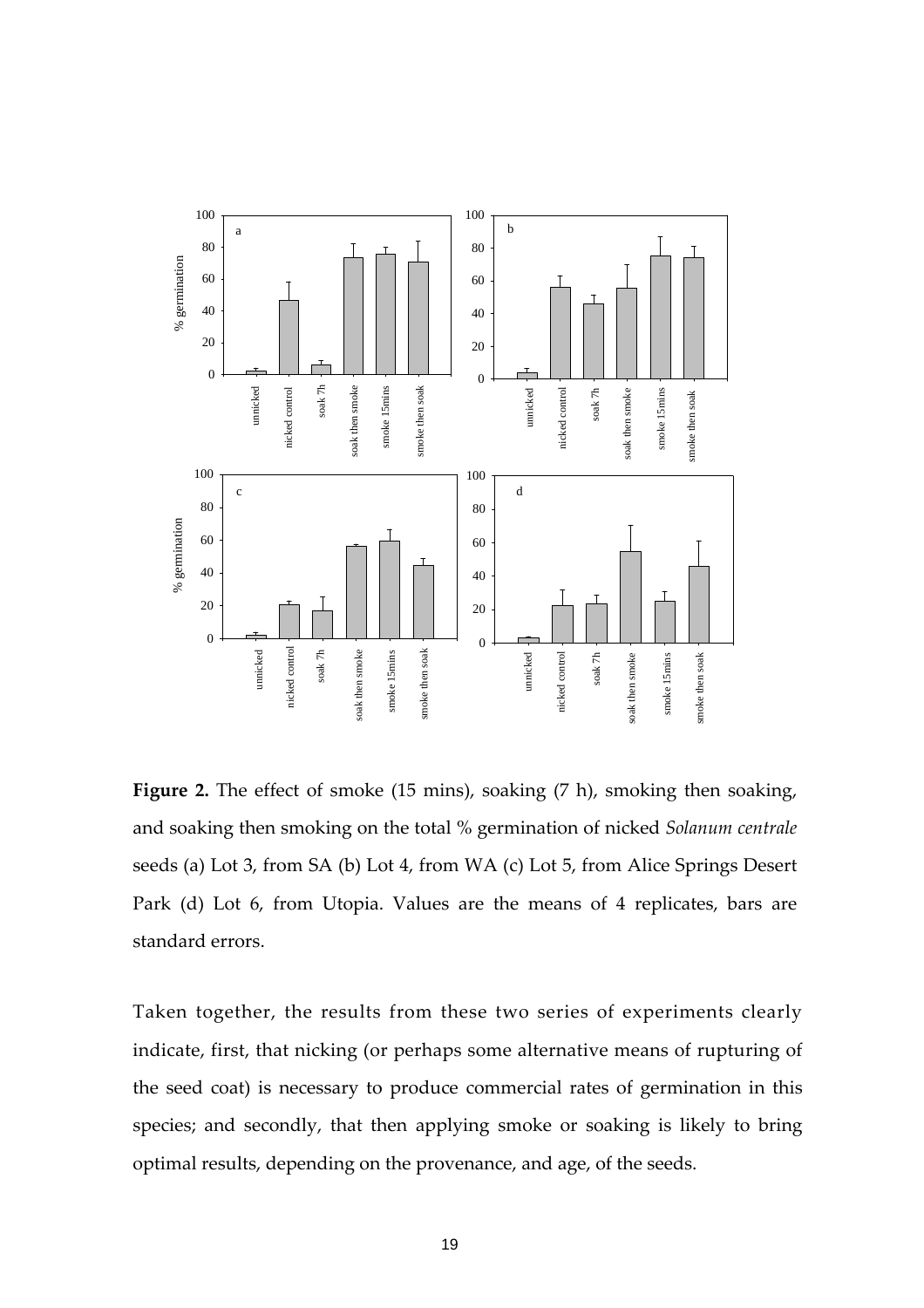**Figure 2.** The effect of smoke (15 mins), soaking (7 h), smoking then soaking, and soaking then smoking on the total % germination of nicked *Solanum centrale* seeds (a) Lot 3, from SA (b) Lot 4, from WA (c) Lot 5, from Alice Springs Desert Park (d) Lot 6, from Utopia. Values are the means of 4 replicates, bars are standard errors.

Taken together, the results from these two series of experiments clearly indicate, first, that nicking (or perhaps some alternative means of rupturing of the seed coat) is necessary to produce commercial rates of germination in this species; and secondly, that then applying smoke or soaking is likely to bring optimal results, depending on the provenance, and age, of the seeds.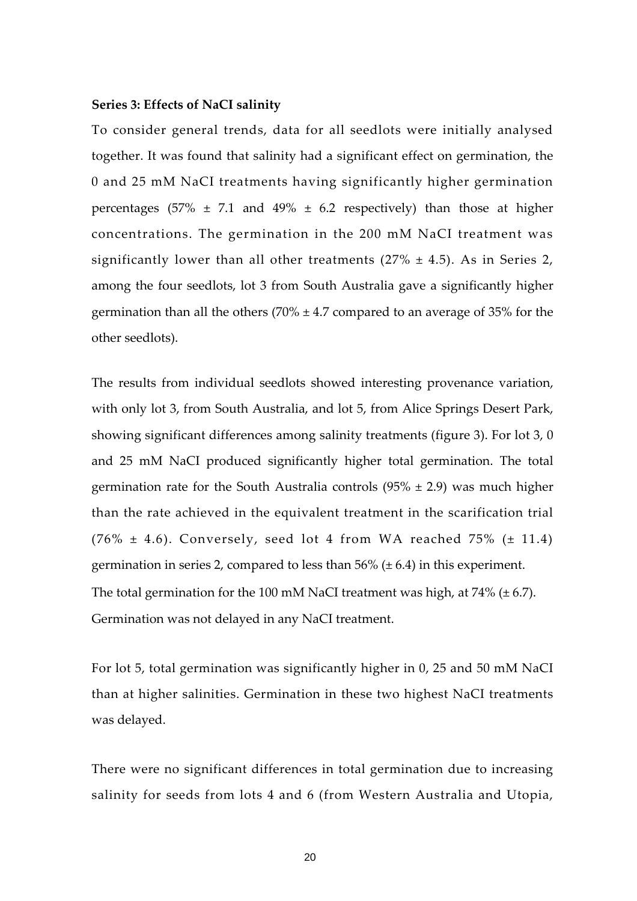**Series 3: Effects of NaCI salinity**

To consider general trends, data for all seedlots were initially analysed together. It was found that salinity had a significant effect on germination, the 0 and 25 mM NaCI treatments having significantly higher germination percentages (57% ± 7.1 and 49% ± 6.2 respectively) than those at higher concentrations. The germination in the 200 mM NaCI treatment was significantly lower than all other treatments (27% ± 4.5). As in Series 2, among the four seedlots, lot 3 from South Australia gave a significantly higher germination than all the others (70% ± 4.7 compared to an average of 35% for the other seedlots).

The results from individual seedlots showed interesting provenance variation, with only lot 3, from South Australia, and lot 5, from Alice Springs Desert Park, showing significant differences among salinity treatments (figure 3). For lot 3, 0 and 25 mM NaCI produced significantly higher total germination. The total germination rate for the South Australia controls (95% ± 2.9) was much higher than the rate achieved in the equivalent treatment in the scarification trial (76% ± 4.6). Conversely, seed lot 4 from WA reached 75% (± 11.4) germination in series 2, compared to less than 56% (± 6.4) in this experiment. The total germination for the 100 mM NaCI treatment was high, at 74% (± 6.7). Germination was not delayed in any NaCI treatment.

For lot 5, total germination was significantly higher in 0, 25 and 50 mM NaCI than at higher salinities. Germination in these two highest NaCI treatments was delayed.

There were no significant differences in total germination due to increasing salinity for seeds from lots 4 and 6 (from Western Australia and Utopia,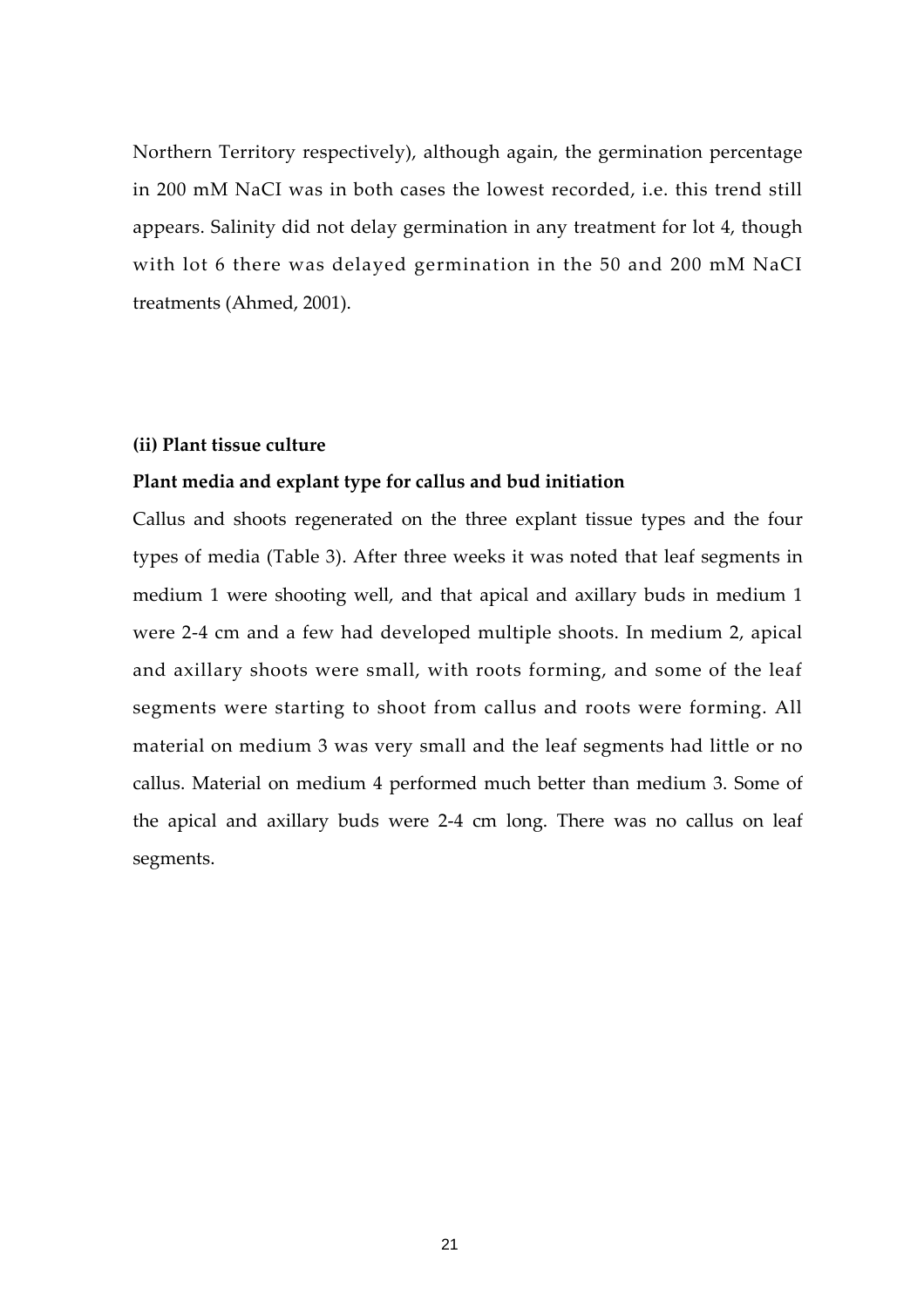Northern Territory respectively), although again, the germination percentage in 200 mM NaCI was in both cases the lowest recorded, i.e. this trend still appears. Salinity did not delay germination in any treatment for lot 4, though with lot 6 there was delayed germination in the 50 and 200 mM NaCI treatments (Ahmed, 2001).

**(ii) Plant tissue culture**

**Plant media and explant type for callus and bud initiation**

Callus and shoots regenerated on the three explant tissue types and the four types of media (Table 3). After three weeks it was noted that leaf segments in medium 1 were shooting well, and that apical and axillary buds in medium 1 were 2-4 cm and a few had developed multiple shoots. In medium 2, apical and axillary shoots were small, with roots forming, and some of the leaf segments were starting to shoot from callus and roots were forming. All material on medium 3 was very small and the leaf segments had little or no callus. Material on medium 4 performed much better than medium 3. Some of the apical and axillary buds were 2-4 cm long. There was no callus on leaf segments.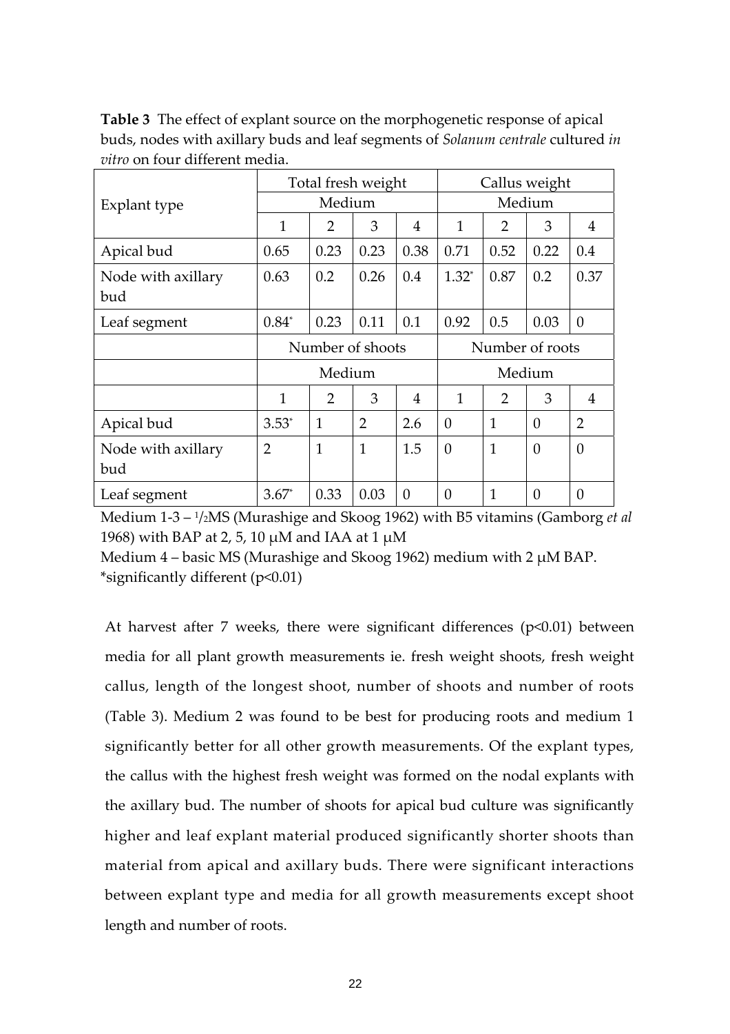**Table 3** The effect of explant source on the morphogenetic response of apical buds, nodes with axillary buds and leaf segments of *Solanum centrale* cultured *in vitro* on four different media.

| Explant type | Total fresh weight | | | | Callus weight | | | |
|---|---|---|---|---|---|---|---|---|
| | Medium | | | | Medium | | | |
| | 1 | 2 | 3 | 4 | 1 | 2 | 3 | 4 |
| Apical bud | 0.65 | 0.23 | 0.23 | 0.38 | 0.71 | 0.52 | 0.22 | 0.4 |
| Node with axillary bud | 0.63 | 0.2 | 0.26 | 0.4 | 1.32* | 0.87 | 0.2 | 0.37 |
| Leaf segment | 0.84* | 0.23 | 0.11 | 0.1 | 0.92 | 0.5 | 0.03 | 0 |
| | Number of shoots | | | | Number of roots | | | |
| | Medium | | | | Medium | | | |
| | 1 | 2 | 3 | 4 | 1 | 2 | 3 | 4 |
| Apical bud | 3.53* | 1 | 2 | 2.6 | 0 | 1 | 0 | 2 |
| Node with axillary bud | 2 | 1 | 1 | 1.5 | 0 | 1 | 0 | 0 |
| Leaf segment | 3.67* | 0.33 | 0.03 | 0 | 0 | 1 | 0 | 0 |

Medium 1-3 – ½MS (Murashige and Skoog 1962) with B5 vitamins (Gamborg *et al* 1968) with BAP at 2, 5, 10 μM and IAA at 1 μM

Medium 4 – basic MS (Murashige and Skoog 1962) medium with 2 μM BAP.

*significantly different ($p<0.01$)

At harvest after 7 weeks, there were significant differences ($p<0.01$) between media for all plant growth measurements ie. fresh weight shoots, fresh weight callus, length of the longest shoot, number of shoots and number of roots (Table 3). Medium 2 was found to be best for producing roots and medium 1 significantly better for all other growth measurements. Of the explant types, the callus with the highest fresh weight was formed on the nodal explants with the axillary bud. The number of shoots for apical bud culture was significantly higher and leaf explant material produced significantly shorter shoots than material from apical and axillary buds. There were significant interactions between explant type and media for all growth measurements except shoot length and number of roots.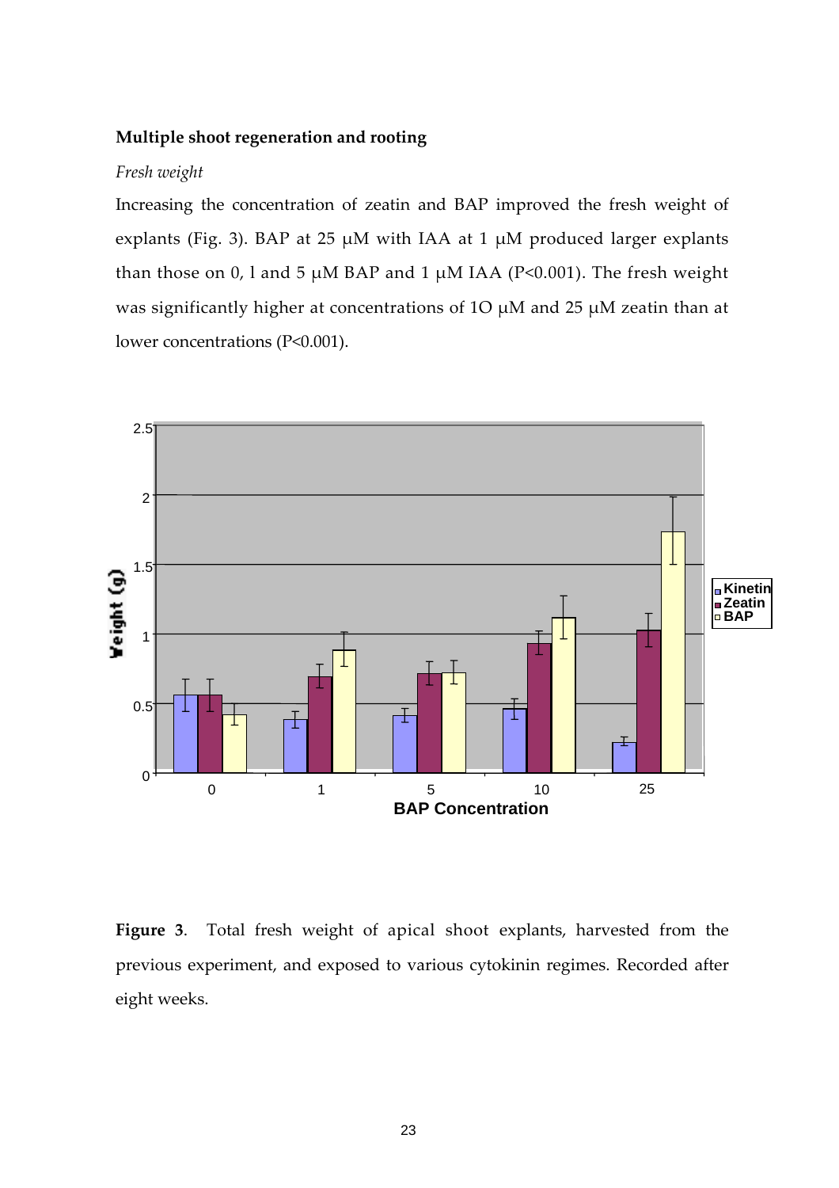**Multiple shoot regeneration and rooting**

*Fresh weight*

Increasing the concentration of zeatin and BAP improved the fresh weight of explants (Fig. 3). BAP at 25 μM with IAA at 1 μM produced larger explants than those on 0, l and 5 μM BAP and 1 μM IAA (P<0.001). The fresh weight was significantly higher at concentrations of 1O μM and 25 μM zeatin than at lower concentrations (P<0.001).

**Figure 3**. Total fresh weight of apical shoot explants, harvested from the previous experiment, and exposed to various cytokinin regimes. Recorded after eight weeks.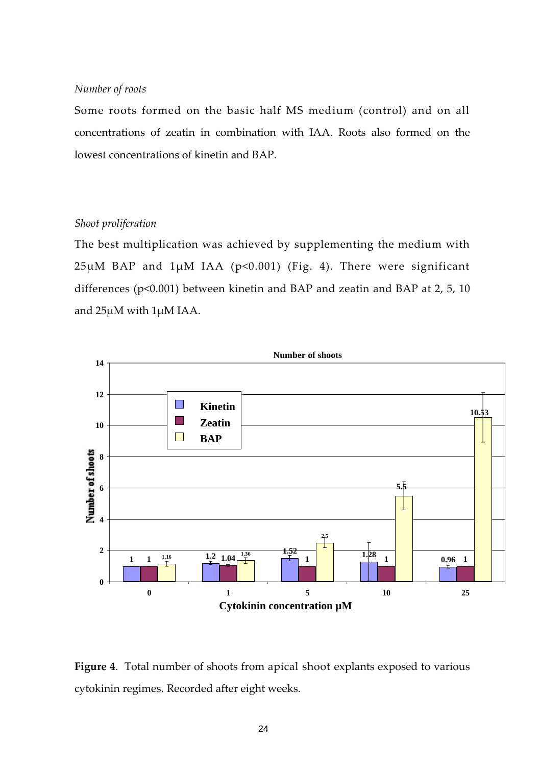*Number of roots*

Some roots formed on the basic half MS medium (control) and on all concentrations of zeatin in combination with IAA. Roots also formed on the lowest concentrations of kinetin and BAP.

*Shoot proliferation*

The best multiplication was achieved by supplementing the medium with 25μM BAP and 1μM IAA ($p<0.001$) (Fig. 4). There were significant differences ($p<0.001$) between kinetin and BAP and zeatin and BAP at 2, 5, 10 and 25μM with 1μM IAA.

**Figure 4**. Total number of shoots from apical shoot explants exposed to various cytokinin regimes. Recorded after eight weeks.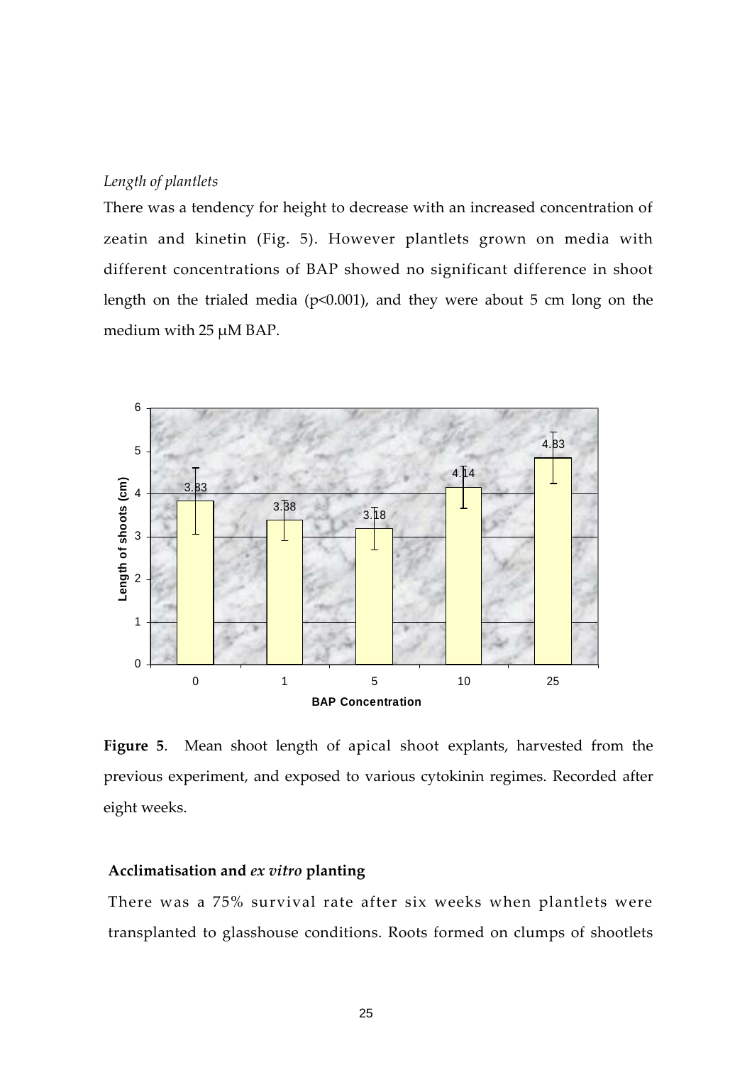*Length of plantlets*

There was a tendency for height to decrease with an increased concentration of zeatin and kinetin (Fig. 5). However plantlets grown on media with different concentrations of BAP showed no significant difference in shoot length on the trialed media ($p<0.001$), and they were about 5 cm long on the medium with 25 μM BAP.

| BAP Concentration | Length of shoots (cm) |
|---|---|
| 0 | 3.83 |
| 1 | 3.38 |
| 5 | 3.18 |
| 10 | 4.14 |
| 25 | 4.83 |

**Figure 5**. Mean shoot length of apical shoot explants, harvested from the previous experiment, and exposed to various cytokinin regimes. Recorded after eight weeks.

**Acclimatisation and *ex vitro* planting**

There was a 75% survival rate after six weeks when plantlets were transplanted to glasshouse conditions. Roots formed on clumps of shootlets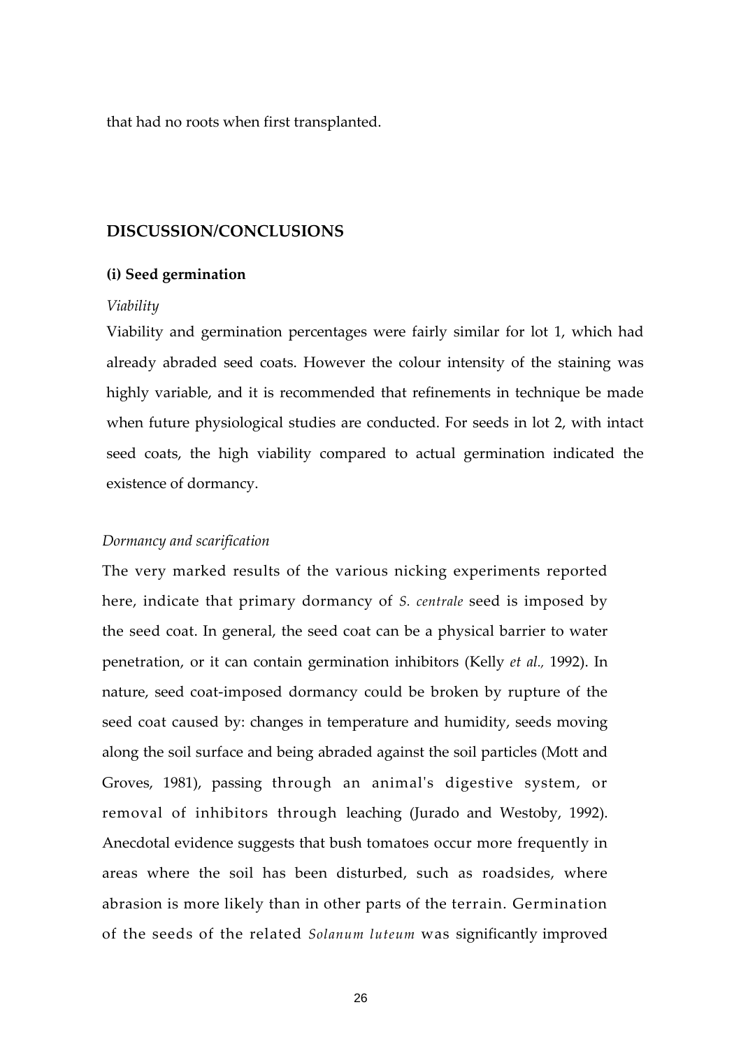that had no roots when first transplanted.

## DISCUSSION/CONCLUSIONS

### (i) Seed germination

*Viability*

Viability and germination percentages were fairly similar for lot 1, which had already abraded seed coats. However the colour intensity of the staining was highly variable, and it is recommended that refinements in technique be made when future physiological studies are conducted. For seeds in lot 2, with intact seed coats, the high viability compared to actual germination indicated the existence of dormancy.

*Dormancy and scarification*

The very marked results of the various nicking experiments reported here, indicate that primary dormancy of *S. centrale* seed is imposed by the seed coat. In general, the seed coat can be a physical barrier to water penetration, or it can contain germination inhibitors (Kelly *et al.,* 1992). In nature, seed coat-imposed dormancy could be broken by rupture of the seed coat caused by: changes in temperature and humidity, seeds moving along the soil surface and being abraded against the soil particles (Mott and Groves, 1981), passing through an animal's digestive system, or removal of inhibitors through leaching (Jurado and Westoby, 1992). Anecdotal evidence suggests that bush tomatoes occur more frequently in areas where the soil has been disturbed, such as roadsides, where abrasion is more likely than in other parts of the terrain. Germination of the seeds of the related *Solanum luteum* was significantly improved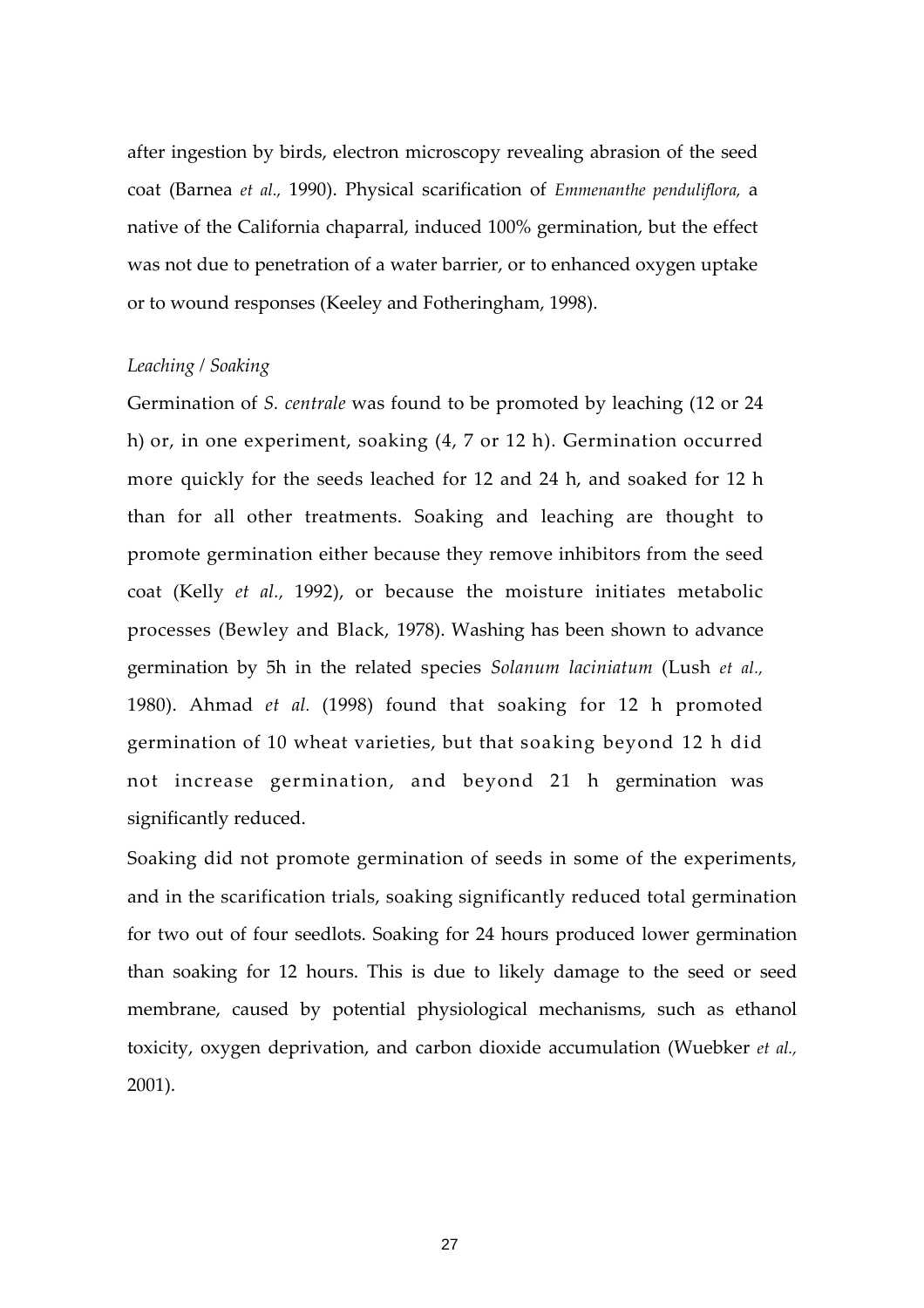after ingestion by birds, electron microscopy revealing abrasion of the seed coat (Barnea *et al.,* 1990). Physical scarification of *Emmenanthe penduliflora,* a native of the California chaparral, induced 100% germination, but the effect was not due to penetration of a water barrier, or to enhanced oxygen uptake or to wound responses (Keeley and Fotheringham, 1998).

### *Leaching / Soaking*

Germination of *S. centrale* was found to be promoted by leaching (12 or 24 h) or, in one experiment, soaking (4, 7 or 12 h). Germination occurred more quickly for the seeds leached for 12 and 24 h, and soaked for 12 h than for all other treatments. Soaking and leaching are thought to promote germination either because they remove inhibitors from the seed coat (Kelly *et al.,* 1992), or because the moisture initiates metabolic processes (Bewley and Black, 1978). Washing has been shown to advance germination by 5h in the related species *Solanum laciniatum* (Lush *et al.,* 1980). Ahmad *et al.* (1998) found that soaking for 12 h promoted germination of 10 wheat varieties, but that soaking beyond 12 h did not increase germination, and beyond 21 h germination was significantly reduced.

Soaking did not promote germination of seeds in some of the experiments, and in the scarification trials, soaking significantly reduced total germination for two out of four seedlots. Soaking for 24 hours produced lower germination than soaking for 12 hours. This is due to likely damage to the seed or seed membrane, caused by potential physiological mechanisms, such as ethanol toxicity, oxygen deprivation, and carbon dioxide accumulation (Wuebker *et al.,* 2001).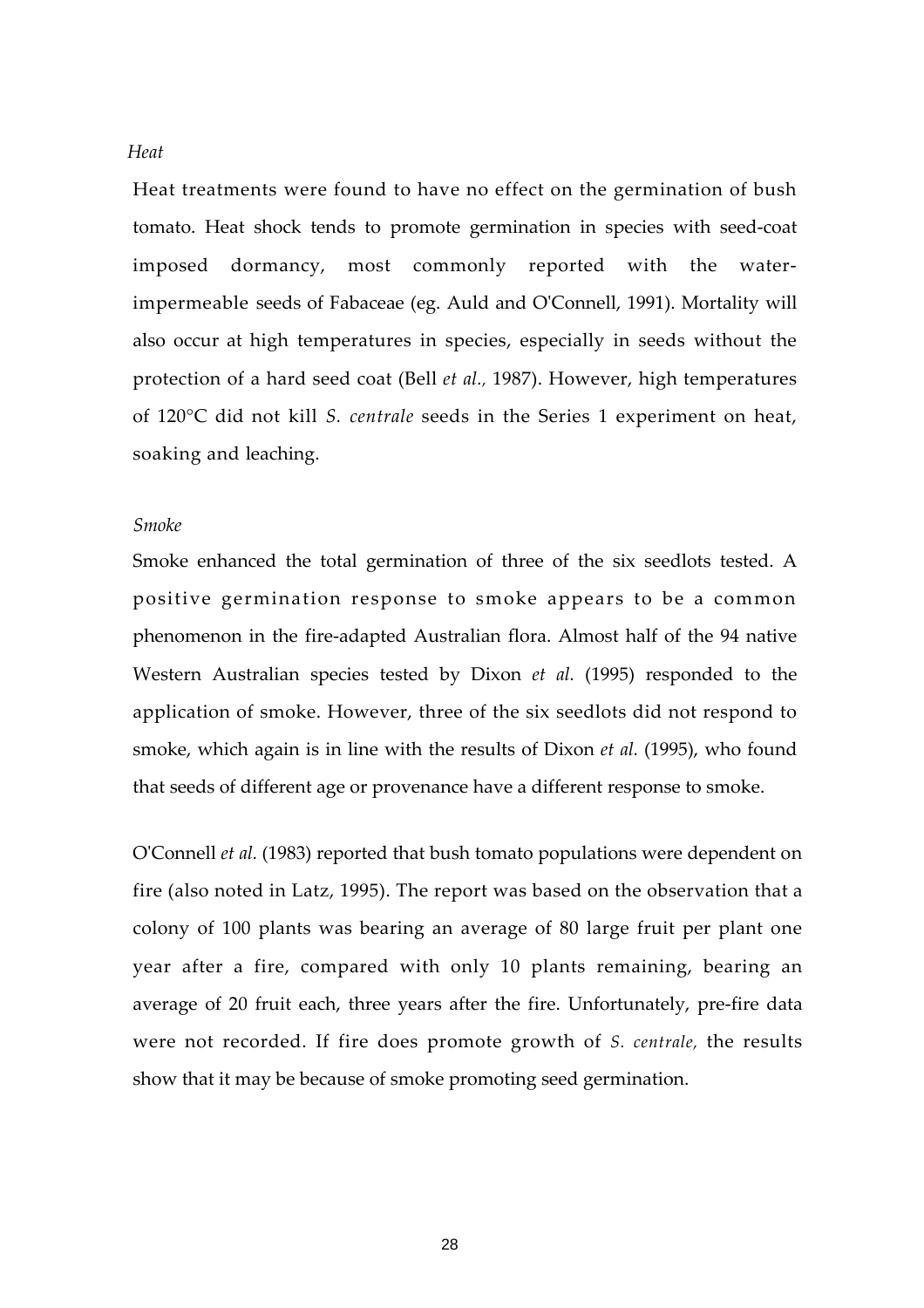*Heat*

Heat treatments were found to have no effect on the germination of bush tomato. Heat shock tends to promote germination in species with seed-coat imposed dormancy, most commonly reported with the water-impermeable seeds of Fabaceae (eg. Auld and O'Connell, 1991). Mortality will also occur at high temperatures in species, especially in seeds without the protection of a hard seed coat (Bell *et al.,* 1987). However, high temperatures of 120°C did not kill *S. centrale* seeds in the Series 1 experiment on heat, soaking and leaching.

*Smoke*

Smoke enhanced the total germination of three of the six seedlots tested. A positive germination response to smoke appears to be a common phenomenon in the fire-adapted Australian flora. Almost half of the 94 native Western Australian species tested by Dixon *et al.* (1995) responded to the application of smoke. However, three of the six seedlots did not respond to smoke, which again is in line with the results of Dixon *et al.* (1995), who found that seeds of different age or provenance have a different response to smoke.

O'Connell *et al.* (1983) reported that bush tomato populations were dependent on fire (also noted in Latz, 1995). The report was based on the observation that a colony of 100 plants was bearing an average of 80 large fruit per plant one year after a fire, compared with only 10 plants remaining, bearing an average of 20 fruit each, three years after the fire. Unfortunately, pre-fire data were not recorded. If fire does promote growth of *S. centrale,* the results show that it may be because of smoke promoting seed germination.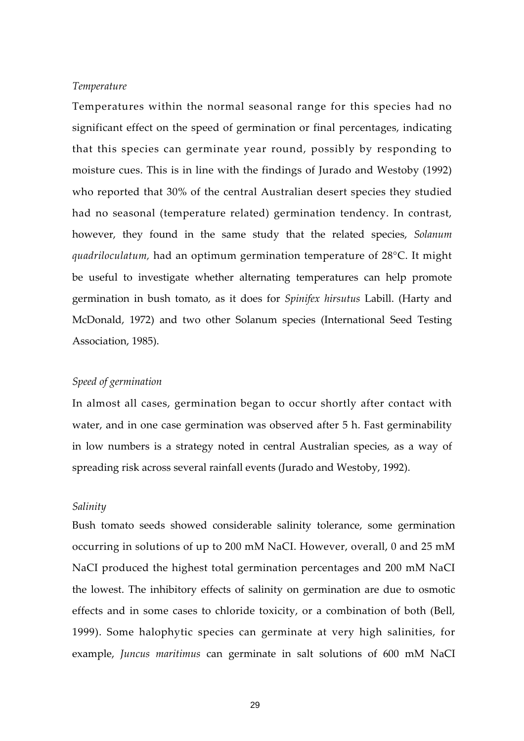*Temperature*

Temperatures within the normal seasonal range for this species had no significant effect on the speed of germination or final percentages, indicating that this species can germinate year round, possibly by responding to moisture cues. This is in line with the findings of Jurado and Westoby (1992) who reported that 30% of the central Australian desert species they studied had no seasonal (temperature related) germination tendency. In contrast, however, they found in the same study that the related species, *Solanum quadriloculatum,* had an optimum germination temperature of 28°C. It might be useful to investigate whether alternating temperatures can help promote germination in bush tomato, as it does for *Spinifex hirsutus* Labill. (Harty and McDonald, 1972) and two other Solanum species (International Seed Testing Association, 1985).

*Speed of germination*

In almost all cases, germination began to occur shortly after contact with water, and in one case germination was observed after 5 h. Fast germinability in low numbers is a strategy noted in central Australian species, as a way of spreading risk across several rainfall events (Jurado and Westoby, 1992).

*Salinity*

Bush tomato seeds showed considerable salinity tolerance, some germination occurring in solutions of up to 200 mM NaCI. However, overall, 0 and 25 mM NaCI produced the highest total germination percentages and 200 mM NaCI the lowest. The inhibitory effects of salinity on germination are due to osmotic effects and in some cases to chloride toxicity, or a combination of both (Bell, 1999). Some halophytic species can germinate at very high salinities, for example, *Juncus maritimus* can germinate in salt solutions of 600 mM NaCI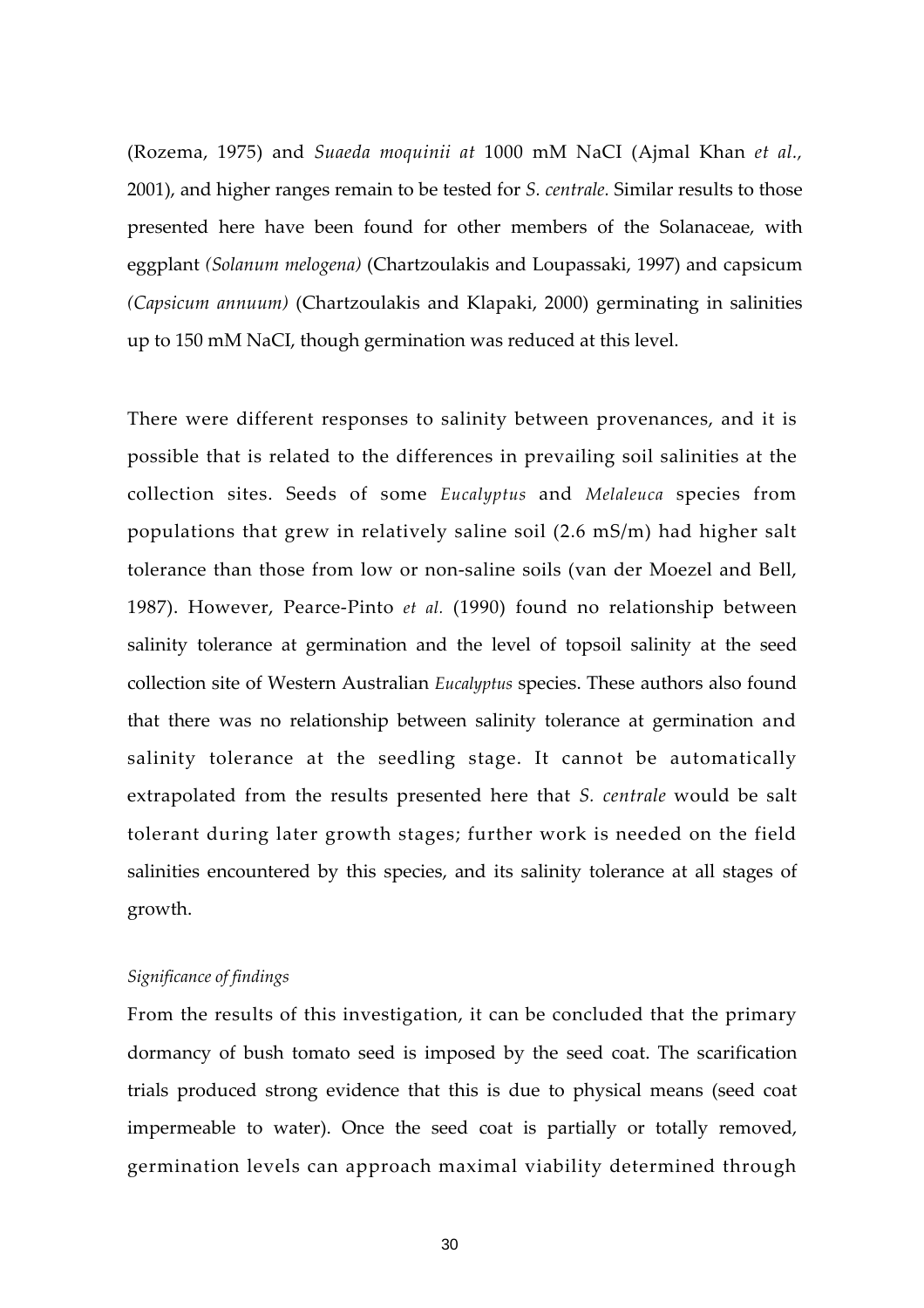(Rozema, 1975) and *Suaeda moquinii at* 1000 mM NaCI (Ajmal Khan *et al.*, 2001), and higher ranges remain to be tested for *S. centrale.* Similar results to those presented here have been found for other members of the Solanaceae, with eggplant *(Solanum melogena)* (Chartzoulakis and Loupassaki, 1997) and capsicum *(Capsicum annuum)* (Chartzoulakis and Klapaki, 2000) germinating in salinities up to 150 mM NaCI, though germination was reduced at this level.

There were different responses to salinity between provenances, and it is possible that is related to the differences in prevailing soil salinities at the collection sites. Seeds of some *Eucalyptus* and *Melaleuca* species from populations that grew in relatively saline soil (2.6 mS/m) had higher salt tolerance than those from low or non-saline soils (van der Moezel and Bell, 1987). However, Pearce-Pinto *et al.* (1990) found no relationship between salinity tolerance at germination and the level of topsoil salinity at the seed collection site of Western Australian *Eucalyptus* species. These authors also found that there was no relationship between salinity tolerance at germination and salinity tolerance at the seedling stage. It cannot be automatically extrapolated from the results presented here that *S. centrale* would be salt tolerant during later growth stages; further work is needed on the field salinities encountered by this species, and its salinity tolerance at all stages of growth.

*Significance of findings*

From the results of this investigation, it can be concluded that the primary dormancy of bush tomato seed is imposed by the seed coat. The scarification trials produced strong evidence that this is due to physical means (seed coat impermeable to water). Once the seed coat is partially or totally removed, germination levels can approach maximal viability determined through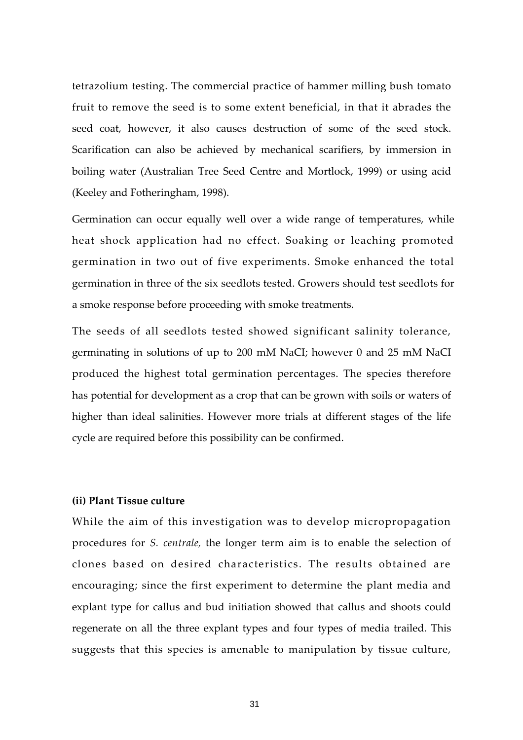tetrazolium testing. The commercial practice of hammer milling bush tomato fruit to remove the seed is to some extent beneficial, in that it abrades the seed coat, however, it also causes destruction of some of the seed stock. Scarification can also be achieved by mechanical scarifiers, by immersion in boiling water (Australian Tree Seed Centre and Mortlock, 1999) or using acid (Keeley and Fotheringham, 1998).

Germination can occur equally well over a wide range of temperatures, while heat shock application had no effect. Soaking or leaching promoted germination in two out of five experiments. Smoke enhanced the total germination in three of the six seedlots tested. Growers should test seedlots for a smoke response before proceeding with smoke treatments.

The seeds of all seedlots tested showed significant salinity tolerance, germinating in solutions of up to 200 mM NaCI; however 0 and 25 mM NaCI produced the highest total germination percentages. The species therefore has potential for development as a crop that can be grown with soils or waters of higher than ideal salinities. However more trials at different stages of the life cycle are required before this possibility can be confirmed.

**(ii) Plant Tissue culture**

While the aim of this investigation was to develop micropropagation procedures for *S. centrale,* the longer term aim is to enable the selection of clones based on desired characteristics. The results obtained are encouraging; since the first experiment to determine the plant media and explant type for callus and bud initiation showed that callus and shoots could regenerate on all the three explant types and four types of media trailed. This suggests that this species is amenable to manipulation by tissue culture,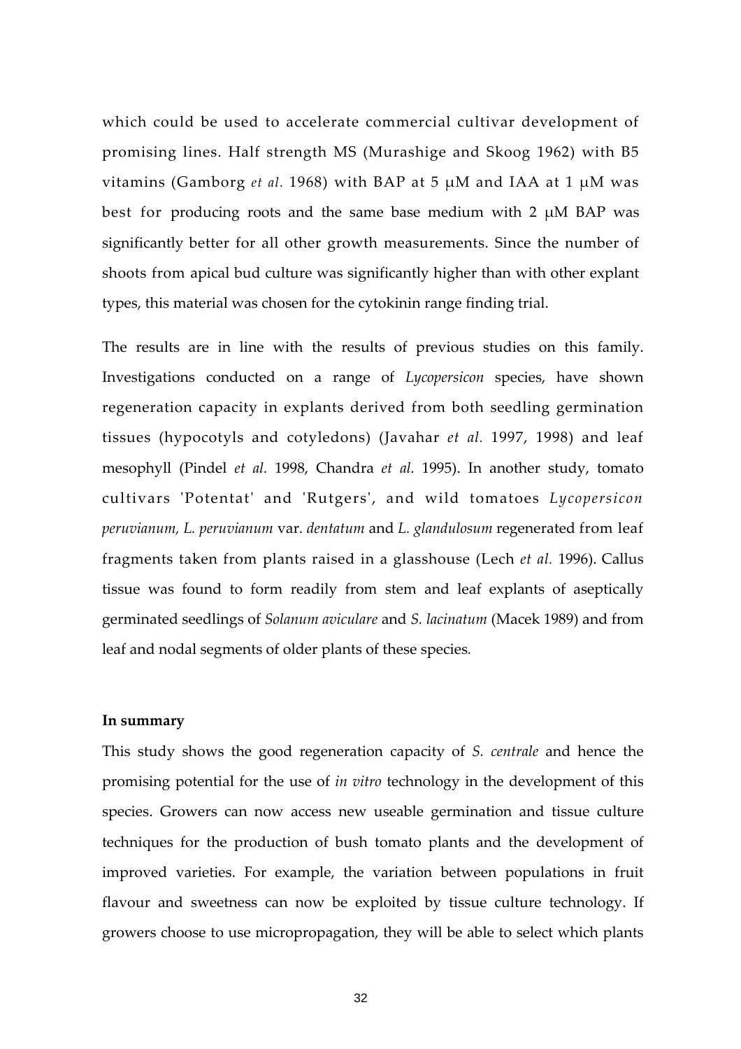which could be used to accelerate commercial cultivar development of promising lines. Half strength MS (Murashige and Skoog 1962) with B5 vitamins (Gamborg *et al.* 1968) with BAP at 5 μM and IAA at 1 μM was best for producing roots and the same base medium with 2 μM BAP was significantly better for all other growth measurements. Since the number of shoots from apical bud culture was significantly higher than with other explant types, this material was chosen for the cytokinin range finding trial.

The results are in line with the results of previous studies on this family. Investigations conducted on a range of *Lycopersicon* species, have shown regeneration capacity in explants derived from both seedling germination tissues (hypocotyls and cotyledons) (Javahar *et al.* 1997, 1998) and leaf mesophyll (Pindel *et al.* 1998, Chandra *et al.* 1995). In another study, tomato cultivars 'Potentat' and 'Rutgers', and wild tomatoes *Lycopersicon peruvianum, L. peruvianum* var. *dentatum* and *L. glandulosum* regenerated from leaf fragments taken from plants raised in a glasshouse (Lech *et al.* 1996). Callus tissue was found to form readily from stem and leaf explants of aseptically germinated seedlings of *Solanum aviculare* and *S. lacinatum* (Macek 1989) and from leaf and nodal segments of older plants of these species.

**In summary**

This study shows the good regeneration capacity of *S. centrale* and hence the promising potential for the use of *in vitro* technology in the development of this species. Growers can now access new useable germination and tissue culture techniques for the production of bush tomato plants and the development of improved varieties. For example, the variation between populations in fruit flavour and sweetness can now be exploited by tissue culture technology. If growers choose to use micropropagation, they will be able to select which plants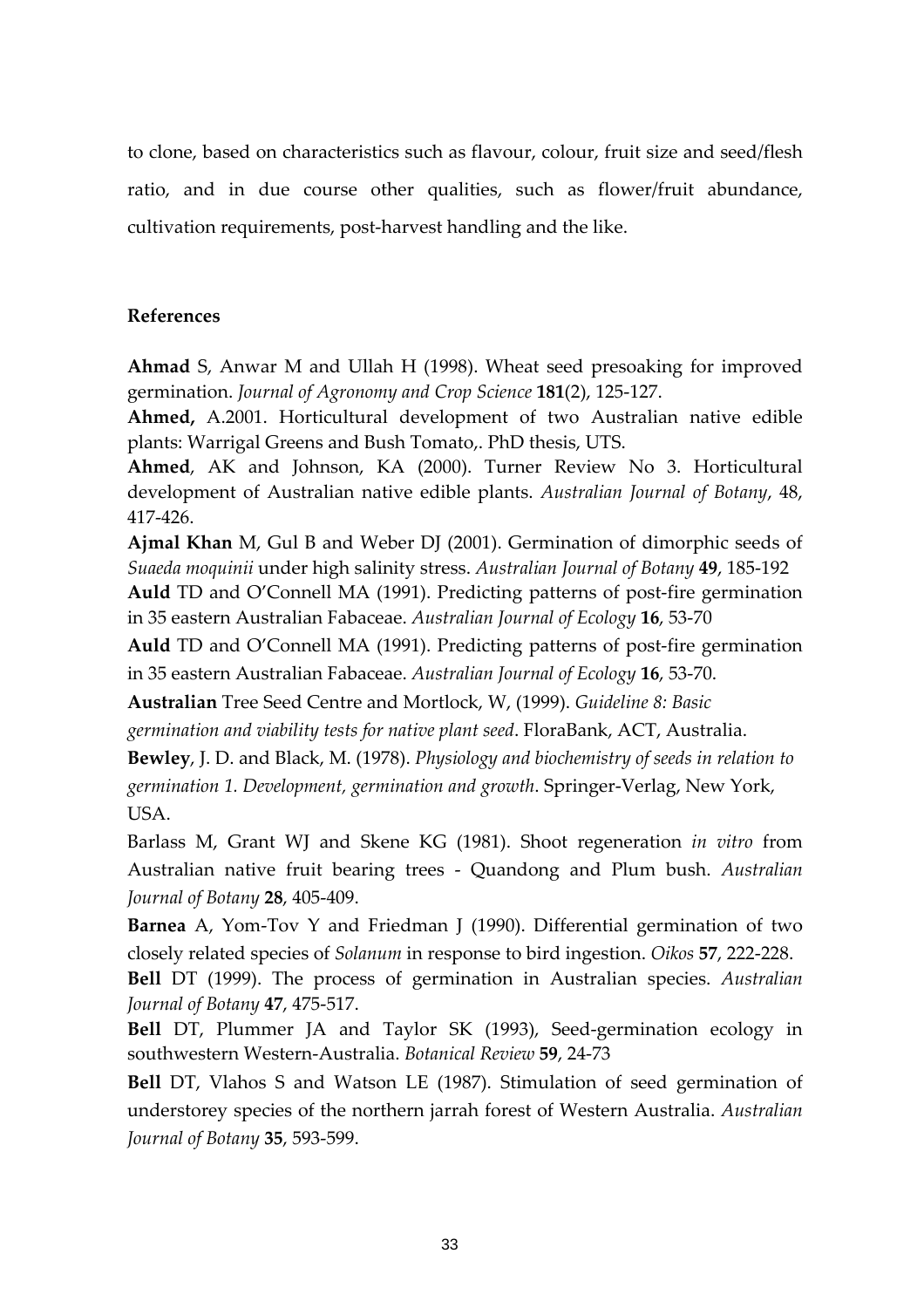to clone, based on characteristics such as flavour, colour, fruit size and seed/flesh ratio, and in due course other qualities, such as flower/fruit abundance, cultivation requirements, post-harvest handling and the like.

## References

**Ahmad** S, Anwar M and Ullah H (1998). Wheat seed presoaking for improved germination. *Journal of Agronomy and Crop Science* **181**(2), 125-127.

**Ahmed,** A.2001. Horticultural development of two Australian native edible plants: Warrigal Greens and Bush Tomato,. PhD thesis, UTS.

**Ahmed**, AK and Johnson, KA (2000). Turner Review No 3. Horticultural development of Australian native edible plants. *Australian Journal of Botany*, 48, 417-426.

**Ajmal Khan** M, Gul B and Weber DJ (2001). Germination of dimorphic seeds of *Suaeda moquinii* under high salinity stress. *Australian Journal of Botany* **49**, 185-192

**Auld** TD and O'Connell MA (1991). Predicting patterns of post-fire germination in 35 eastern Australian Fabaceae. *Australian Journal of Ecology* **16**, 53-70

**Auld** TD and O'Connell MA (1991). Predicting patterns of post-fire germination in 35 eastern Australian Fabaceae. *Australian Journal of Ecology* **16**, 53-70.

**Australian** Tree Seed Centre and Mortlock, W, (1999). *Guideline 8: Basic germination and viability tests for native plant seed*. FloraBank, ACT, Australia.

**Bewley**, J. D. and Black, M. (1978). *Physiology and biochemistry of seeds in relation to germination 1. Development, germination and growth*. Springer-Verlag, New York, USA.

Barlass M, Grant WJ and Skene KG (1981). Shoot regeneration *in vitro* from Australian native fruit bearing trees - Quandong and Plum bush. *Australian Journal of Botany* **28**, 405-409.

**Barnea** A, Yom-Tov Y and Friedman J (1990). Differential germination of two closely related species of *Solanum* in response to bird ingestion. *Oikos* **57**, 222-228.

**Bell** DT (1999). The process of germination in Australian species. *Australian Journal of Botany* **47**, 475-517.

**Bell** DT, Plummer JA and Taylor SK (1993), Seed-germination ecology in southwestern Western-Australia. *Botanical Review* **59**, 24-73

**Bell** DT, Vlahos S and Watson LE (1987). Stimulation of seed germination of understorey species of the northern jarrah forest of Western Australia. *Australian Journal of Botany* **35**, 593-599.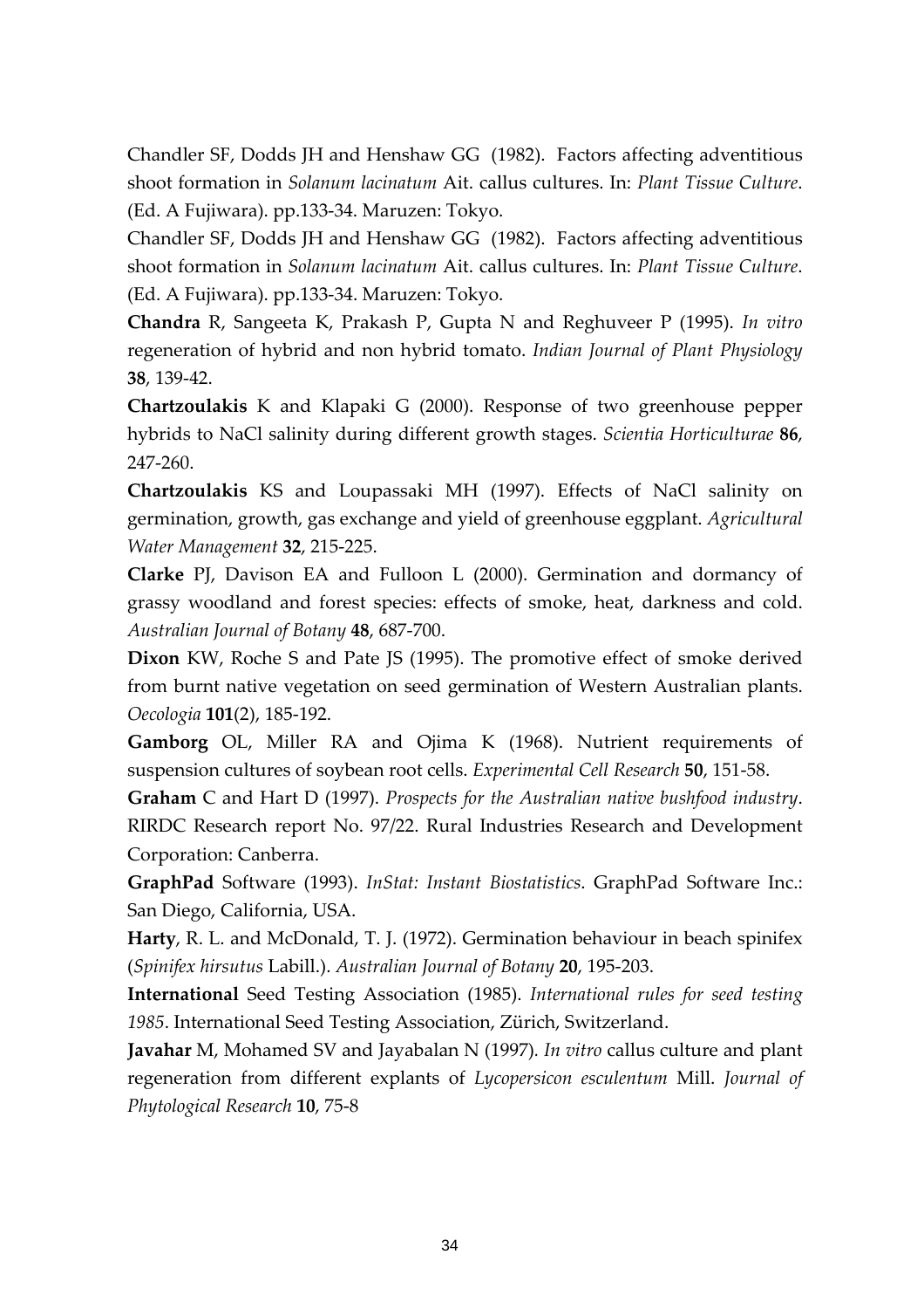Chandler SF, Dodds JH and Henshaw GG (1982). Factors affecting adventitious shoot formation in *Solanum lacinatum* Ait. callus cultures. In: *Plant Tissue Culture*. (Ed. A Fujiwara). pp.133-34. Maruzen: Tokyo.

Chandler SF, Dodds JH and Henshaw GG (1982). Factors affecting adventitious shoot formation in *Solanum lacinatum* Ait. callus cultures. In: *Plant Tissue Culture*. (Ed. A Fujiwara). pp.133-34. Maruzen: Tokyo.

**Chandra** R, Sangeeta K, Prakash P, Gupta N and Reghuveer P (1995). *In vitro* regeneration of hybrid and non hybrid tomato. *Indian Journal of Plant Physiology* **38**, 139-42.

**Chartzoulakis** K and Klapaki G (2000). Response of two greenhouse pepper hybrids to NaCl salinity during different growth stages. *Scientia Horticulturae* **86**, 247-260.

**Chartzoulakis** KS and Loupassaki MH (1997). Effects of NaCl salinity on germination, growth, gas exchange and yield of greenhouse eggplant. *Agricultural Water Management* **32**, 215-225.

**Clarke** PJ, Davison EA and Fulloon L (2000). Germination and dormancy of grassy woodland and forest species: effects of smoke, heat, darkness and cold. *Australian Journal of Botany* **48**, 687-700.

**Dixon** KW, Roche S and Pate JS (1995). The promotive effect of smoke derived from burnt native vegetation on seed germination of Western Australian plants. *Oecologia* **101**(2), 185-192.

**Gamborg** OL, Miller RA and Ojima K (1968). Nutrient requirements of suspension cultures of soybean root cells. *Experimental Cell Research* **50**, 151-58.

**Graham** C and Hart D (1997). *Prospects for the Australian native bushfood industry*. RIRDC Research report No. 97/22. Rural Industries Research and Development Corporation: Canberra.

**GraphPad** Software (1993). *InStat: Instant Biostatistics*. GraphPad Software Inc.: San Diego, California, USA.

**Harty**, R. L. and McDonald, T. J. (1972). Germination behaviour in beach spinifex (*Spinifex hirsutus* Labill.). *Australian Journal of Botany* **20**, 195-203.

**International** Seed Testing Association (1985). *International rules for seed testing 1985*. International Seed Testing Association, Zürich, Switzerland.

**Javahar** M, Mohamed SV and Jayabalan N (1997). *In vitro* callus culture and plant regeneration from different explants of *Lycopersicon esculentum* Mill. *Journal of Phytological Research* **10**, 75-8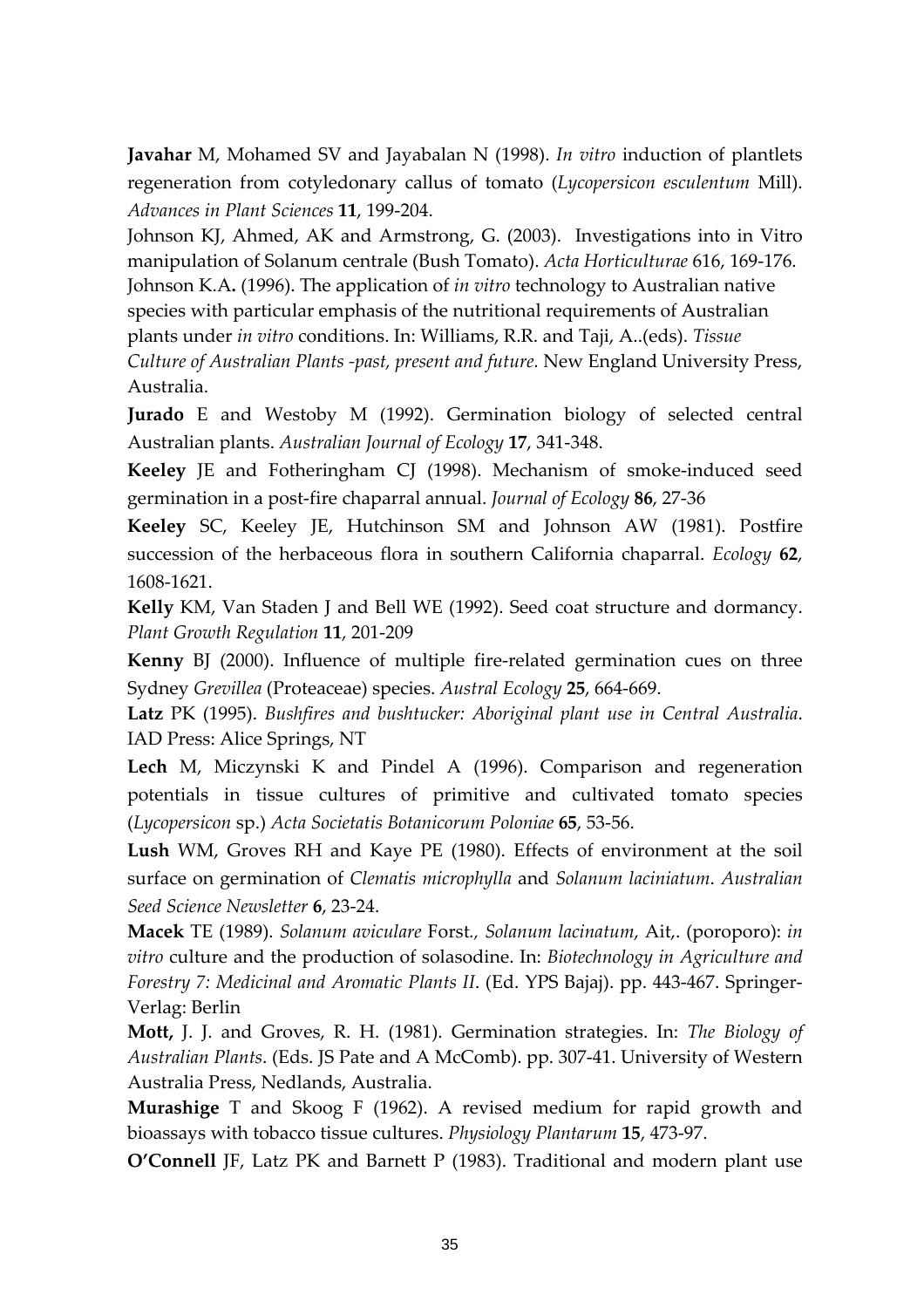**Javahar** M, Mohamed SV and Jayabalan N (1998). *In vitro* induction of plantlets regeneration from cotyledonary callus of tomato (*Lycopersicon esculentum* Mill). *Advances in Plant Sciences* **11**, 199-204.

Johnson KJ, Ahmed, AK and Armstrong, G. (2003). Investigations into in Vitro manipulation of Solanum centrale (Bush Tomato). *Acta Horticulturae* 616, 169-176.

Johnson K.A**.** (1996). The application of *in vitro* technology to Australian native species with particular emphasis of the nutritional requirements of Australian plants under *in vitro* conditions. In: Williams, R.R. and Taji, A..(eds). *Tissue Culture of Australian Plants -past, present and future*. New England University Press, Australia.

**Jurado** E and Westoby M (1992). Germination biology of selected central Australian plants. *Australian Journal of Ecology* **17**, 341-348.

**Keeley** JE and Fotheringham CJ (1998). Mechanism of smoke-induced seed germination in a post-fire chaparral annual. *Journal of Ecology* **86**, 27-36

**Keeley** SC, Keeley JE, Hutchinson SM and Johnson AW (1981). Postfire succession of the herbaceous flora in southern California chaparral. *Ecology* **62**, 1608-1621.

**Kelly** KM, Van Staden J and Bell WE (1992). Seed coat structure and dormancy. *Plant Growth Regulation* **11**, 201-209

**Kenny** BJ (2000). Influence of multiple fire-related germination cues on three Sydney *Grevillea* (Proteaceae) species. *Austral Ecology* **25**, 664-669.

**Latz** PK (1995). *Bushfires and bushtucker: Aboriginal plant use in Central Australia*. IAD Press: Alice Springs, NT

**Lech** M, Miczynski K and Pindel A (1996). Comparison and regeneration potentials in tissue cultures of primitive and cultivated tomato species (*Lycopersicon* sp.) *Acta Societatis Botanicorum Poloniae* **65**, 53-56.

**Lush** WM, Groves RH and Kaye PE (1980). Effects of environment at the soil surface on germination of *Clematis microphylla* and *Solanum laciniatum*. *Australian Seed Science Newsletter* **6**, 23-24.

**Macek** TE (1989). *Solanum aviculare* Forst*., Solanum lacinatum*, Ait,. (poroporo): *in vitro* culture and the production of solasodine. In: *Biotechnology in Agriculture and Forestry 7: Medicinal and Aromatic Plants II*. (Ed. YPS Bajaj). pp. 443-467. Springer-Verlag: Berlin

**Mott,** J. J. and Groves, R. H. (1981). Germination strategies. In: *The Biology of Australian Plants*. (Eds. JS Pate and A McComb). pp. 307-41. University of Western Australia Press, Nedlands, Australia.

**Murashige** T and Skoog F (1962). A revised medium for rapid growth and bioassays with tobacco tissue cultures. *Physiology Plantarum* **15**, 473-97.

**O'Connell** JF, Latz PK and Barnett P (1983). Traditional and modern plant use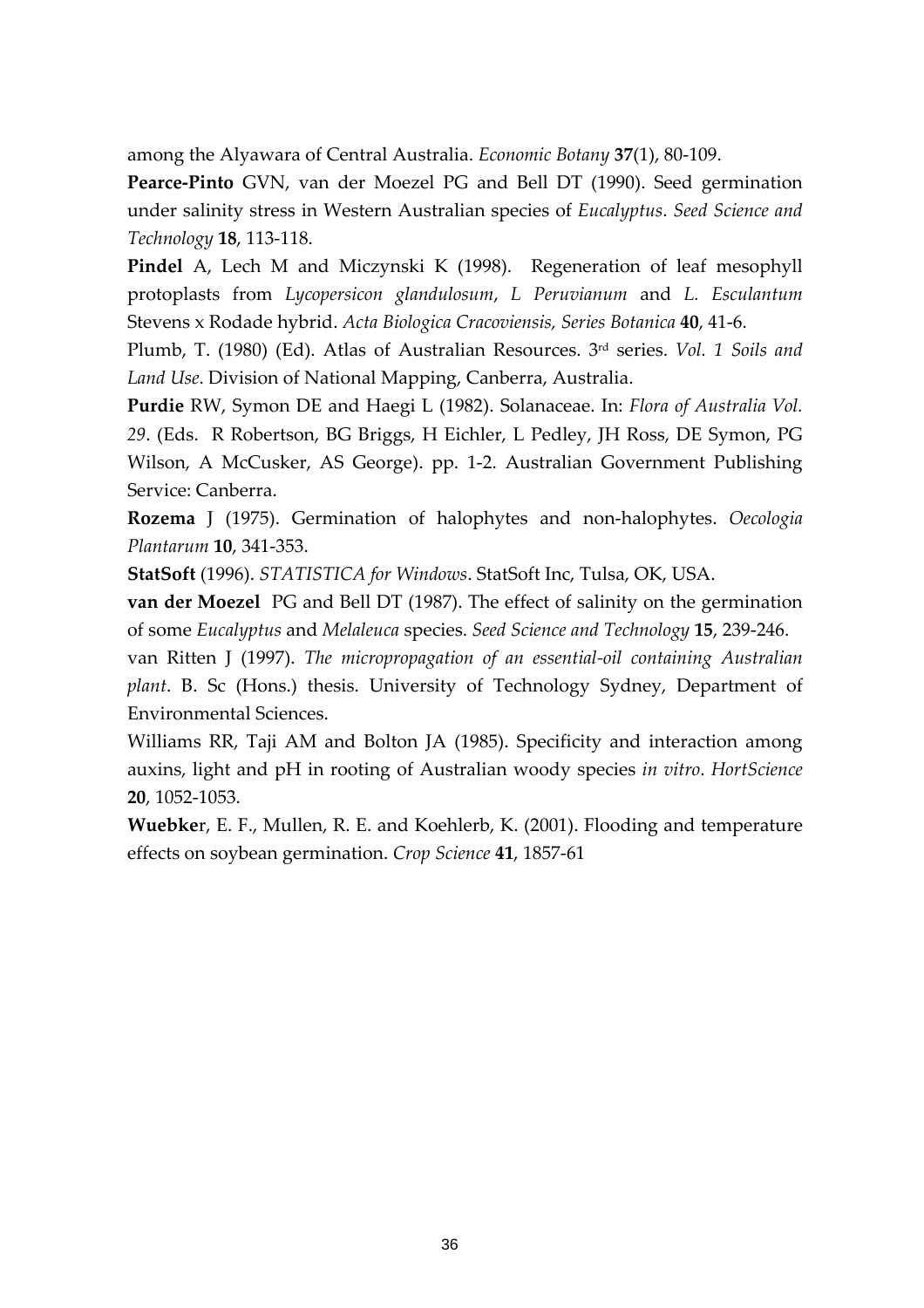among the Alyawara of Central Australia. *Economic Botany* **37**(1), 80-109.

**Pearce-Pinto** GVN, van der Moezel PG and Bell DT (1990). Seed germination under salinity stress in Western Australian species of *Eucalyptus*. *Seed Science and Technology* **18**, 113-118.

**Pindel** A, Lech M and Miczynski K (1998). Regeneration of leaf mesophyll protoplasts from *Lycopersicon glandulosum*, *L Peruvianum* and *L. Esculantum* Stevens x Rodade hybrid. *Acta Biologica Cracoviensis, Series Botanica* **40**, 41-6.

Plumb, T. (1980) (Ed). Atlas of Australian Resources. 3rd series. *Vol. 1 Soils and Land Use*. Division of National Mapping, Canberra, Australia.

**Purdie** RW, Symon DE and Haegi L (1982). Solanaceae. In: *Flora of Australia Vol. 29*. (Eds. R Robertson, BG Briggs, H Eichler, L Pedley, JH Ross, DE Symon, PG Wilson, A McCusker, AS George). pp. 1-2. Australian Government Publishing Service: Canberra.

**Rozema** J (1975). Germination of halophytes and non-halophytes. *Oecologia Plantarum* **10**, 341-353.

**StatSoft** (1996). *STATISTICA for Windows*. StatSoft Inc, Tulsa, OK, USA.

**van der Moezel** PG and Bell DT (1987). The effect of salinity on the germination of some *Eucalyptus* and *Melaleuca* species. *Seed Science and Technology* **15**, 239-246.

van Ritten J (1997). *The micropropagation of an essential-oil containing Australian plant*. B. Sc (Hons.) thesis. University of Technology Sydney, Department of Environmental Sciences.

Williams RR, Taji AM and Bolton JA (1985). Specificity and interaction among auxins, light and pH in rooting of Australian woody species *in vitro*. *HortScience* **20**, 1052-1053.

**Wuebke**r, E. F., Mullen, R. E. and Koehlerb, K. (2001). Flooding and temperature effects on soybean germination. *Crop Science* **41**, 1857-61